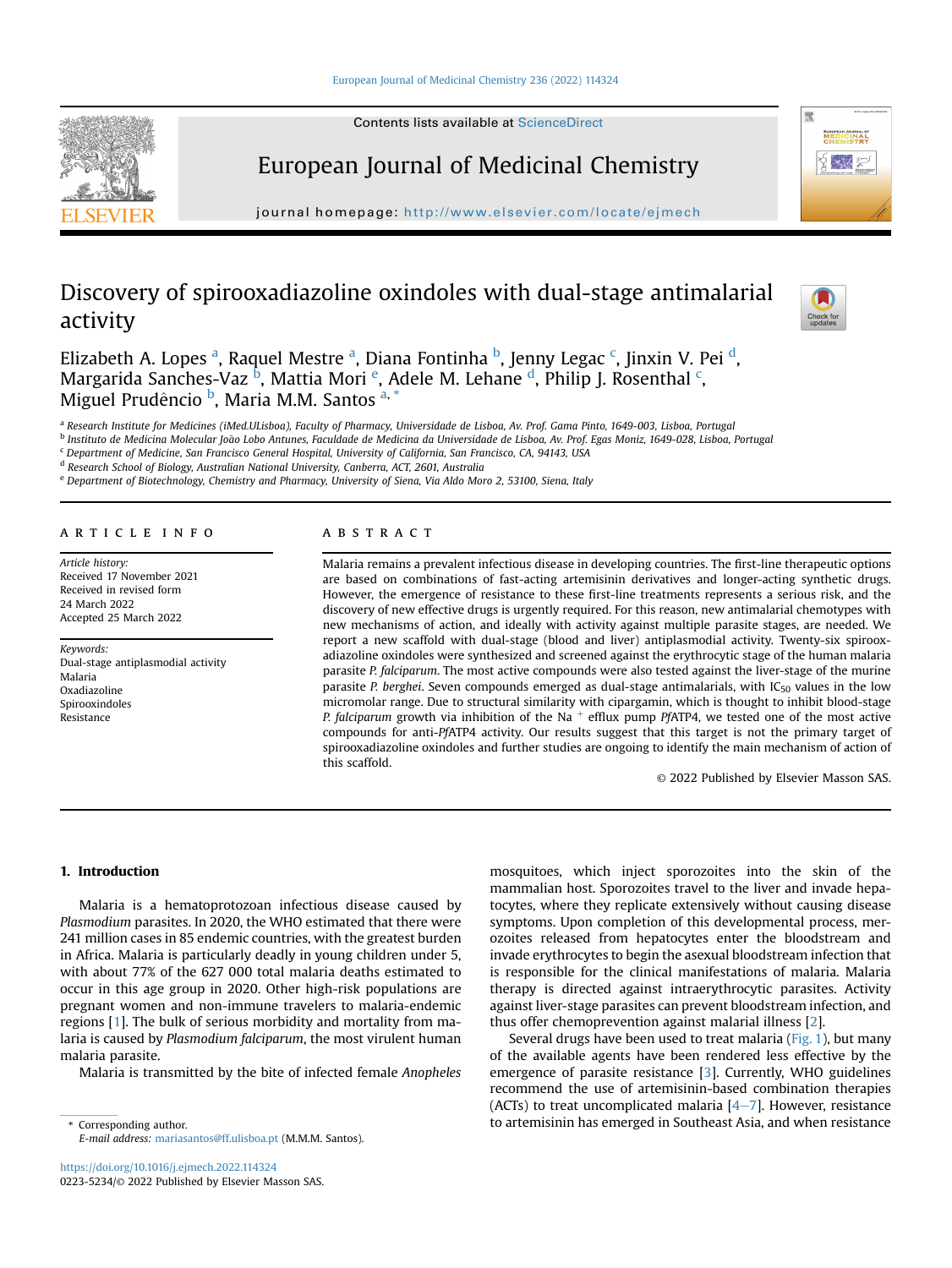# Discovery of spirooxadiazoline oxindoles with dual-stage antimalarial activity

Elizabeth A. Lopes [a], Raquel Mestre [a], Diana Fontinha [b], Jenny Legac [c], Jinxin V. Pei [d], Margarida Sanches-Vaz [b], Mattia Mori [e], Adele M. Lehane [d], Philip J. Rosenthal [c], Miguel Prudêncio [b], Maria M.M. Santos [a,*]

[a] Research Institute for Medicines (iMed.ULisboa), Faculty of Pharmacy, Universidade de Lisboa, Av. Prof. Gama Pinto, 1649-003, Lisboa, Portugal
[b] Instituto de Medicina Molecular João Lobo Antunes, Faculdade de Medicina da Universidade de Lisboa, Av. Prof. Egas Moniz, 1649-028, Lisboa, Portugal
[c] Department of Medicine, San Francisco General Hospital, University of California, San Francisco, CA, 94143, USA
[d] Research School of Biology, Australian National University, Canberra, ACT, 2601, Australia
[e] Department of Biotechnology, Chemistry and Pharmacy, University of Siena, Via Aldo Moro 2, 53100, Siena, Italy

## ARTICLE INFO

*Article history:*
Received 17 November 2021
Received in revised form 24 March 2022
Accepted 25 March 2022

*Keywords:*
Dual-stage antiplasmodial activity
Malaria
Oxadiazoline
Spirooxindoles
Resistance

## ABSTRACT

Malaria remains a prevalent infectious disease in developing countries. The first-line therapeutic options are based on combinations of fast-acting artemisinin derivatives and longer-acting synthetic drugs. However, the emergence of resistance to these first-line treatments represents a serious risk, and the discovery of new effective drugs is urgently required. For this reason, new antimalarial chemotypes with new mechanisms of action, and ideally with activity against multiple parasite stages, are needed. We report a new scaffold with dual-stage (blood and liver) antiplasmodial activity. Twenty-six spirooxadiazoline oxindoles were synthesized and screened against the erythrocytic stage of the human malaria parasite *P. falciparum*. The most active compounds were also tested against the liver-stage of the murine parasite *P. berghei*. Seven compounds emerged as dual-stage antimalarials, with $IC_{50}$ values in the low micromolar range. Due to structural similarity with cipargamin, which is thought to inhibit blood-stage *P. falciparum* growth via inhibition of the $Na^+$ efflux pump *Pf*ATP4, we tested one of the most active compounds for anti-*Pf*ATP4 activity. Our results suggest that this target is not the primary target of spirooxadiazoline oxindoles and further studies are ongoing to identify the main mechanism of action of this scaffold.

© 2022 Published by Elsevier Masson SAS.

## 1. Introduction

Malaria is a hematoprotozoan infectious disease caused by *Plasmodium* parasites. In 2020, the WHO estimated that there were 241 million cases in 85 endemic countries, with the greatest burden in Africa. Malaria is particularly deadly in young children under 5, with about 77% of the 627 000 total malaria deaths estimated to occur in this age group in 2020. Other high-risk populations are pregnant women and non-immune travelers to malaria-endemic regions [1]. The bulk of serious morbidity and mortality from malaria is caused by *Plasmodium falciparum*, the most virulent human malaria parasite.

Malaria is transmitted by the bite of infected female *Anopheles* mosquitoes, which inject sporozoites into the skin of the mammalian host. Sporozoites travel to the liver and invade hepatocytes, where they replicate extensively without causing disease symptoms. Upon completion of this developmental process, merozoites released from hepatocytes enter the bloodstream and invade erythrocytes to begin the asexual bloodstream infection that is responsible for the clinical manifestations of malaria. Malaria therapy is directed against intraerythrocytic parasites. Activity against liver-stage parasites can prevent bloodstream infection, and thus offer chemoprevention against malarial illness [2].

Several drugs have been used to treat malaria (Fig. 1), but many of the available agents have been rendered less effective by the emergence of parasite resistance [3]. Currently, WHO guidelines recommend the use of artemisinin-based combination therapies (ACTs) to treat uncomplicated malaria [4–7]. However, resistance to artemisinin has emerged in Southeast Asia, and when resistance

\* Corresponding author.
*E-mail address:* mariasantos@ff.ulisboa.pt (M.M.M. Santos).

https://doi.org/10.1016/j.ejmech.2022.114324
0223-5234/© 2022 Published by Elsevier Masson SAS.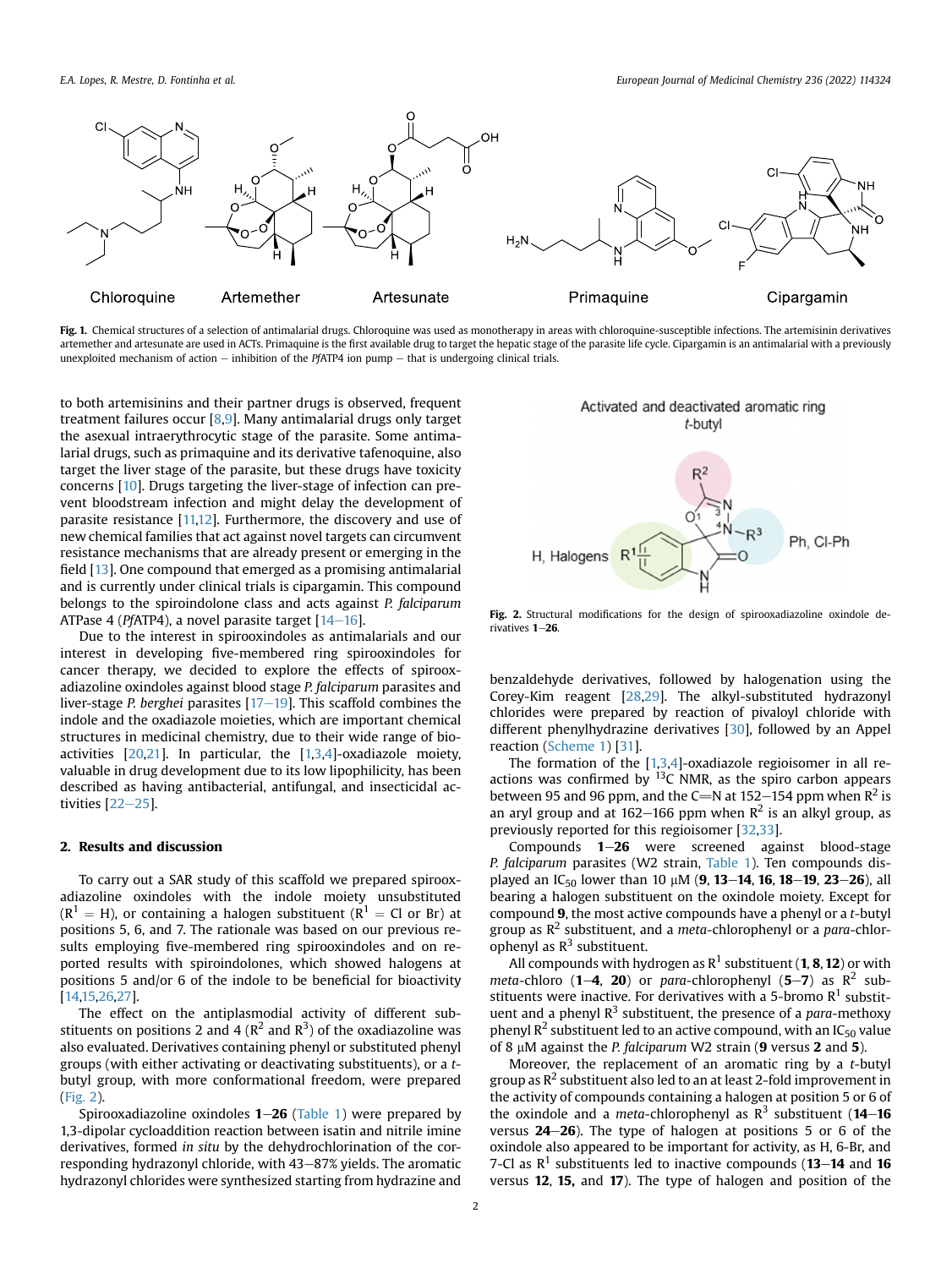Fig. 1. Chemical structures of a selection of antimalarial drugs. Chloroquine was used as monotherapy in areas with chloroquine-susceptible infections. The artemisinin derivatives artemether and artesunate are used in ACTs. Primaquine is the first available drug to target the hepatic stage of the parasite life cycle. Cipargamin is an antimalarial with a previously unexploited mechanism of action – inhibition of the *Pf*ATP4 ion pump – that is undergoing clinical trials.

to both artemisinins and their partner drugs is observed, frequent treatment failures occur [8,9]. Many antimalarial drugs only target the asexual intraerythrocytic stage of the parasite. Some antimalarial drugs, such as primaquine and its derivative tafenoquine, also target the liver stage of the parasite, but these drugs have toxicity concerns [10]. Drugs targeting the liver-stage of infection can prevent bloodstream infection and might delay the development of parasite resistance [11,12]. Furthermore, the discovery and use of new chemical families that act against novel targets can circumvent resistance mechanisms that are already present or emerging in the field [13]. One compound that emerged as a promising antimalarial and is currently under clinical trials is cipargamin. This compound belongs to the spiroindolone class and acts against *P. falciparum* ATPase 4 (*Pf*ATP4), a novel parasite target [14–16].

Due to the interest in spirooxindoles as antimalarials and our interest in developing five-membered ring spirooxindoles for cancer therapy, we decided to explore the effects of spirooxadiazoline oxindoles against blood stage *P. falciparum* parasites and liver-stage *P. berghei* parasites [17–19]. This scaffold combines the indole and the oxadiazole moieties, which are important chemical structures in medicinal chemistry, due to their wide range of bioactivities [20,21]. In particular, the [1,3,4]-oxadiazole moiety, valuable in drug development due to its low lipophilicity, has been described as having antibacterial, antifungal, and insecticidal activities [22–25].

## 2. Results and discussion

To carry out a SAR study of this scaffold we prepared spirooxadiazoline oxindoles with the indole moiety unsubstituted ($R^1$ = H), or containing a halogen substituent ($R^1$ = Cl or Br) at positions 5, 6, and 7. The rationale was based on our previous results employing five-membered ring spirooxindoles and on reported results with spiroindolones, which showed halogens at positions 5 and/or 6 of the indole to be beneficial for bioactivity [14,15,26,27].

The effect on the antiplasmodial activity of different substituents on positions 2 and 4 ($R^2$ and $R^3$) of the oxadiazoline was also evaluated. Derivatives containing phenyl or substituted phenyl groups (with either activating or deactivating substituents), or a *t*-butyl group, with more conformational freedom, were prepared (Fig. 2).

Fig. 2. Structural modifications for the design of spirooxadiazoline oxindole derivatives **1–26**.

Spirooxadiazoline oxindoles **1–26** (Table 1) were prepared by 1,3-dipolar cycloaddition reaction between isatin and nitrile imine derivatives, formed *in situ* by the dehydrochlorination of the corresponding hydrazonyl chloride, with 43–87% yields. The aromatic hydrazonyl chlorides were synthesized starting from hydrazine and benzaldehyde derivatives, followed by halogenation using the Corey-Kim reagent [28,29]. The alkyl-substituted hydrazonyl chlorides were prepared by reaction of pivaloyl chloride with different phenylhydrazine derivatives [30], followed by an Appel reaction (Scheme 1) [31].

The formation of the [1,3,4]-oxadiazole regioisomer in all reactions was confirmed by $^{13}C$ NMR, as the spiro carbon appears between 95 and 96 ppm, and the C=N at 152–154 ppm when $R^2$ is an aryl group and at 162–166 ppm when $R^2$ is an alkyl group, as previously reported for this regioisomer [32,33].

Compounds **1–26** were screened against blood-stage *P. falciparum* parasites (W2 strain, Table 1). Ten compounds displayed an $IC_{50}$ lower than 10 μM (**9**, **13–14**, **16**, **18–19**, **23–26**), all bearing a halogen substituent on the oxindole moiety. Except for compound **9**, the most active compounds have a phenyl or a *t*-butyl group as $R^2$ substituent, and a *meta*-chlorophenyl or a *para*-chlorophenyl as $R^3$ substituent.

All compounds with hydrogen as $R^1$ substituent (**1**, **8**, **12**) or with *meta*-chloro (**1–4**, **20**) or *para*-chlorophenyl (**5–7**) as $R^2$ substituents were inactive. For derivatives with a 5-bromo $R^1$ substituent and a phenyl $R^3$ substituent, the presence of a *para*-methoxy phenyl $R^2$ substituent led to an active compound, with an $IC_{50}$ value of 8 μM against the *P. falciparum* W2 strain (**9** versus **2** and **5**).

Moreover, the replacement of an aromatic ring by a *t*-butyl group as $R^2$ substituent also led to an at least 2-fold improvement in the activity of compounds containing a halogen at position 5 or 6 of the oxindole and a *meta*-chlorophenyl as $R^3$ substituent (**14–16** versus **24–26**). The type of halogen at positions 5 or 6 of the oxindole also appeared to be important for activity, as H, 6-Br, and 7-Cl as $R^1$ substituents led to inactive compounds (**13–14** and **16** versus **12**, **15**, and **17**). The type of halogen and position of the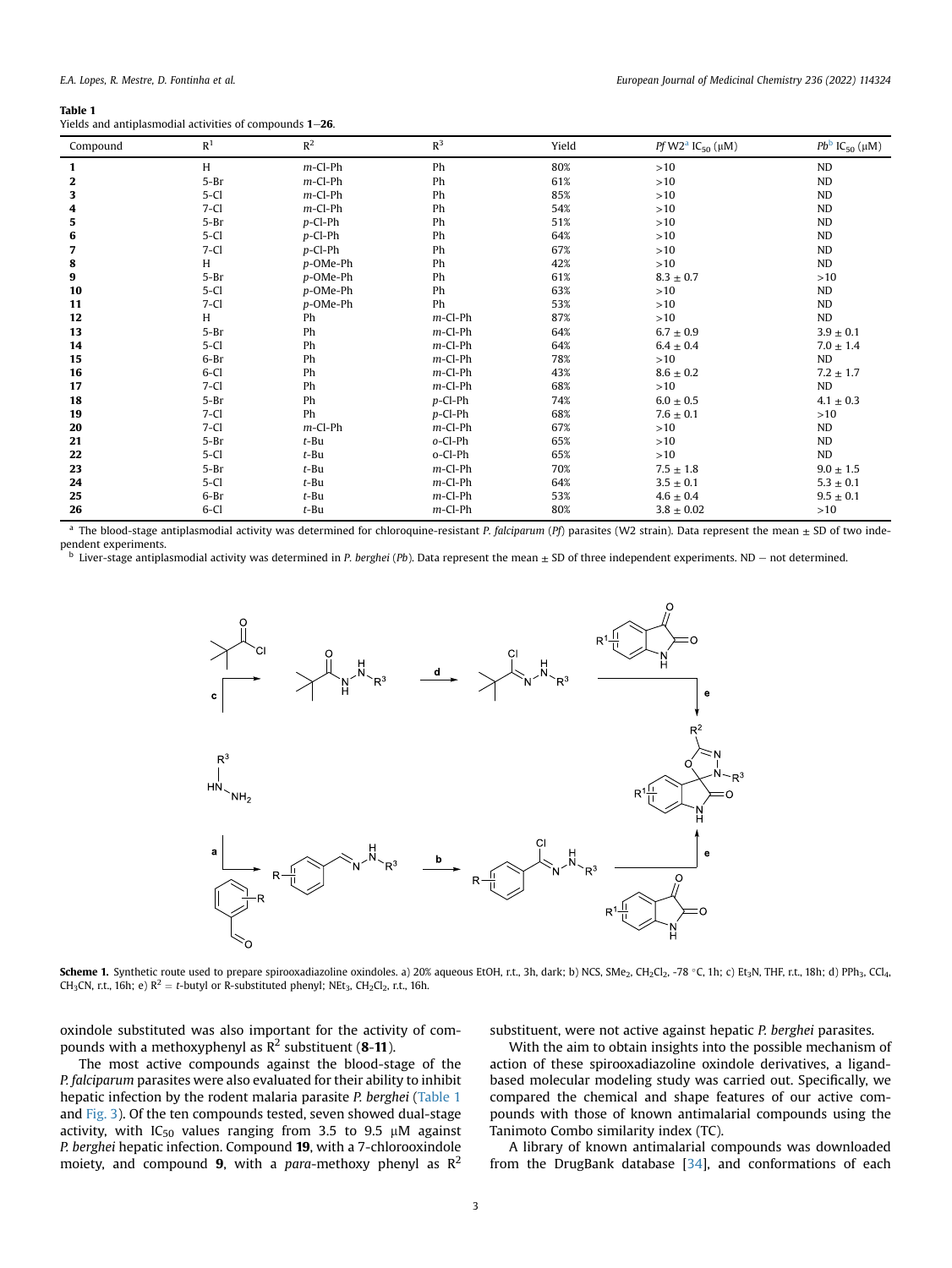**Table 1**
Yields and antiplasmodial activities of compounds **1**–**26**.

| Compound | $R^1$ | $R^2$ | $R^3$ | Yield | *Pf* W2[a] $IC_{50}$ (μM) | *Pb*[b] $IC_{50}$ (μM) |
|---|---|---|---|---|---|---|
| **1** | H | *m*-Cl-Ph | Ph | 80% | >10 | ND |
| **2** | 5-Br | *m*-Cl-Ph | Ph | 61% | >10 | ND |
| **3** | 5-Cl | *m*-Cl-Ph | Ph | 85% | >10 | ND |
| **4** | 7-Cl | *m*-Cl-Ph | Ph | 54% | >10 | ND |
| **5** | 5-Br | *p*-Cl-Ph | Ph | 51% | >10 | ND |
| **6** | 5-Cl | *p*-Cl-Ph | Ph | 64% | >10 | ND |
| **7** | 7-Cl | *p*-Cl-Ph | Ph | 67% | >10 | ND |
| **8** | H | *p*-OMe-Ph | Ph | 42% | >10 | ND |
| **9** | 5-Br | *p*-OMe-Ph | Ph | 61% | 8.3 ± 0.7 | >10 |
| **10** | 5-Cl | *p*-OMe-Ph | Ph | 63% | >10 | ND |
| **11** | 7-Cl | *p*-OMe-Ph | Ph | 53% | >10 | ND |
| **12** | H | Ph | *m*-Cl-Ph | 87% | >10 | ND |
| **13** | 5-Br | Ph | *m*-Cl-Ph | 64% | 6.7 ± 0.9 | 3.9 ± 0.1 |
| **14** | 5-Cl | Ph | *m*-Cl-Ph | 64% | 6.4 ± 0.4 | 7.0 ± 1.4 |
| **15** | 6-Br | Ph | *m*-Cl-Ph | 78% | >10 | ND |
| **16** | 6-Cl | Ph | *m*-Cl-Ph | 43% | 8.6 ± 0.2 | 7.2 ± 1.7 |
| **17** | 7-Cl | Ph | *m*-Cl-Ph | 68% | >10 | ND |
| **18** | 5-Br | Ph | *p*-Cl-Ph | 74% | 6.0 ± 0.5 | 4.1 ± 0.3 |
| **19** | 7-Cl | Ph | *p*-Cl-Ph | 68% | 7.6 ± 0.1 | >10 |
| **20** | 7-Cl | *m*-Cl-Ph | *m*-Cl-Ph | 67% | >10 | ND |
| **21** | 5-Br | *t*-Bu | *o*-Cl-Ph | 65% | >10 | ND |
| **22** | 5-Cl | *t*-Bu | o-Cl-Ph | 65% | >10 | ND |
| **23** | 5-Br | *t*-Bu | *m*-Cl-Ph | 70% | 7.5 ± 1.8 | 9.0 ± 1.5 |
| **24** | 5-Cl | *t*-Bu | *m*-Cl-Ph | 64% | 3.5 ± 0.1 | 5.3 ± 0.1 |
| **25** | 6-Br | *t*-Bu | *m*-Cl-Ph | 53% | 4.6 ± 0.4 | 9.5 ± 0.1 |
| **26** | 6-Cl | *t*-Bu | *m*-Cl-Ph | 80% | 3.8 ± 0.02 | >10 |

[a] The blood-stage antiplasmodial activity was determined for chloroquine-resistant *P. falciparum* (*Pf*) parasites (W2 strain). Data represent the mean ± SD of two independent experiments.
[b] Liver-stage antiplasmodial activity was determined in *P. berghei* (*Pb*). Data represent the mean ± SD of three independent experiments. ND – not determined.

**Scheme 1.** Synthetic route used to prepare spirooxadiazoline oxindoles. a) 20% aqueous EtOH, r.t., 3h, dark; b) NCS, $SMe_2$, $CH_2Cl_2$, -78 °C, 1h; c) $Et_3N$, THF, r.t., 18h; d) $PPh_3$, $CCl_4$, $CH_3CN$, r.t., 16h; e) $R^2$ = *t*-butyl or R-substituted phenyl; $NEt_3$, $CH_2Cl_2$, r.t., 16h.

oxindole substituted was also important for the activity of compounds with a methoxyphenyl as $R^2$ substituent (**8**-**11**).

The most active compounds against the blood-stage of the *P. falciparum* parasites were also evaluated for their ability to inhibit hepatic infection by the rodent malaria parasite *P. berghei* (Table 1 and Fig. 3). Of the ten compounds tested, seven showed dual-stage activity, with $IC_{50}$ values ranging from 3.5 to 9.5 μM against *P. berghei* hepatic infection. Compound **19**, with a 7-chlorooxindole moiety, and compound **9**, with a *para*-methoxy phenyl as $R^2$ substituent, were not active against hepatic *P. berghei* parasites.

With the aim to obtain insights into the possible mechanism of action of these spirooxadiazoline oxindole derivatives, a ligand-based molecular modeling study was carried out. Specifically, we compared the chemical and shape features of our active compounds with those of known antimalarial compounds using the Tanimoto Combo similarity index (TC).

A library of known antimalarial compounds was downloaded from the DrugBank database [34], and conformations of each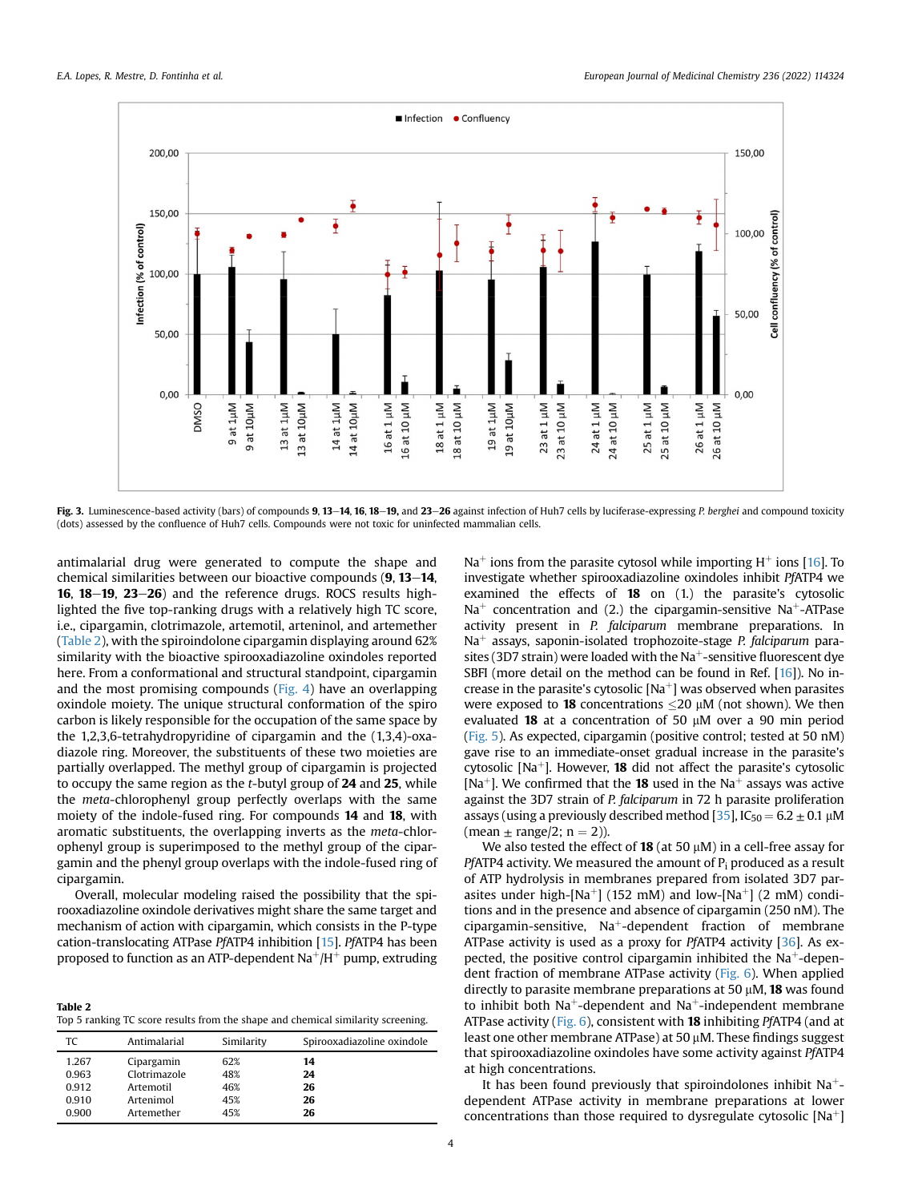**Fig. 3.** Luminescence-based activity (bars) of compounds **9**, **13**–**14**, **16**, **18**–**19**, and **23**–**26** against infection of Huh7 cells by luciferase-expressing *P. berghei* and compound toxicity (dots) assessed by the confluence of Huh7 cells. Compounds were not toxic for uninfected mammalian cells.

antimalarial drug were generated to compute the shape and chemical similarities between our bioactive compounds (**9**, **13**–**14**, **16**, **18**–**19**, **23**–**26**) and the reference drugs. ROCS results highlighted the five top-ranking drugs with a relatively high TC score, i.e., cipargamin, clotrimazole, artemotil, arteninol, and artemether (Table 2), with the spiroindolone cipargamin displaying around 62% similarity with the bioactive spirooxadiazoline oxindoles reported here. From a conformational and structural standpoint, cipargamin and the most promising compounds (Fig. 4) have an overlapping oxindole moiety. The unique structural conformation of the spiro carbon is likely responsible for the occupation of the same space by the 1,2,3,6-tetrahydropyridine of cipargamin and the (1,3,4)-oxadiazole ring. Moreover, the substituents of these two moieties are partially overlapped. The methyl group of cipargamin is projected to occupy the same region as the *t*-butyl group of **24** and **25**, while the *meta*-chlorophenyl group perfectly overlaps with the same moiety of the indole-fused ring. For compounds **14** and **18**, with other aromatic substituents, the overlapping inverts as the *meta*-chlorophenyl group is superimposed to the methyl group of the cipargamin and the phenyl group overlaps with the indole-fused ring of cipargamin.

Overall, molecular modeling raised the possibility that the spirooxadiazoline oxindole derivatives might share the same target and mechanism of action with cipargamin, which consists in the P-type cation-translocating ATPase *Pf*ATP4 inhibition [15]. *Pf*ATP4 has been proposed to function as an ATP-dependent $Na^+/H^+$ pump, extruding $Na^+$ ions from the parasite cytosol while importing $H^+$ ions [16]. To investigate whether spirooxadiazoline oxindoles inhibit *Pf*ATP4 we examined the effects of **18** on (1.) the parasite's cytosolic $Na^+$ concentration and (2.) the cipargamin-sensitive $Na^+$-ATPase activity present in *P. falciparum* membrane preparations. In $Na^+$ assays, saponin-isolated trophozoite-stage *P. falciparum* parasites (3D7 strain) were loaded with the $Na^+$-sensitive fluorescent dye SBFI (more detail on the method can be found in Ref. [16]). No increase in the parasite's cytosolic $[Na^+]$ was observed when parasites were exposed to **18** concentrations $\leq 20$ μM (not shown). We then evaluated **18** at a concentration of 50 μM over a 90 min period (Fig. 5). As expected, cipargamin (positive control; tested at 50 nM) gave rise to an immediate-onset gradual increase in the parasite's cytosolic $[Na^+]$. However, **18** did not affect the parasite's cytosolic $[Na^+]$. We confirmed that the **18** used in the $Na^+$ assays was active against the 3D7 strain of *P. falciparum* in 72 h parasite proliferation assays (using a previously described method [35], $IC_{50} = 6.2 \pm 0.1$ μM (mean ± range/2; n = 2)).

We also tested the effect of **18** (at 50 μM) in a cell-free assay for *Pf*ATP4 activity. We measured the amount of $P_i$ produced as a result of ATP hydrolysis in membranes prepared from isolated 3D7 parasites under high-$[Na^+]$ (152 mM) and low-$[Na^+]$ (2 mM) conditions and in the presence and absence of cipargamin (250 nM). The cipargamin-sensitive, $Na^+$-dependent fraction of membrane ATPase activity is used as a proxy for *Pf*ATP4 activity [36]. As expected, the positive control cipargamin inhibited the $Na^+$-dependent fraction of membrane ATPase activity (Fig. 6). When applied directly to parasite membrane preparations at 50 μM, **18** was found to inhibit both $Na^+$-dependent and $Na^+$-independent membrane ATPase activity (Fig. 6), consistent with **18** inhibiting *Pf*ATP4 (and at least one other membrane ATPase) at 50 μM. These findings suggest that spirooxadiazoline oxindoles have some activity against *Pf*ATP4 at high concentrations.

It has been found previously that spiroindolones inhibit $Na^+$-dependent ATPase activity in membrane preparations at lower concentrations than those required to dysregulate cytosolic $[Na^+]$

**Table 2**
Top 5 ranking TC score results from the shape and chemical similarity screening.

| TC | Antimalarial | Similarity | Spirooxadiazoline oxindole |
|---|---|---|---|
| 1.267 | Cipargamin | 62% | **14** |
| 0.963 | Clotrimazole | 48% | **24** |
| 0.912 | Artemotil | 46% | **26** |
| 0.910 | Artenimol | 45% | **26** |
| 0.900 | Artemether | 45% | **26** |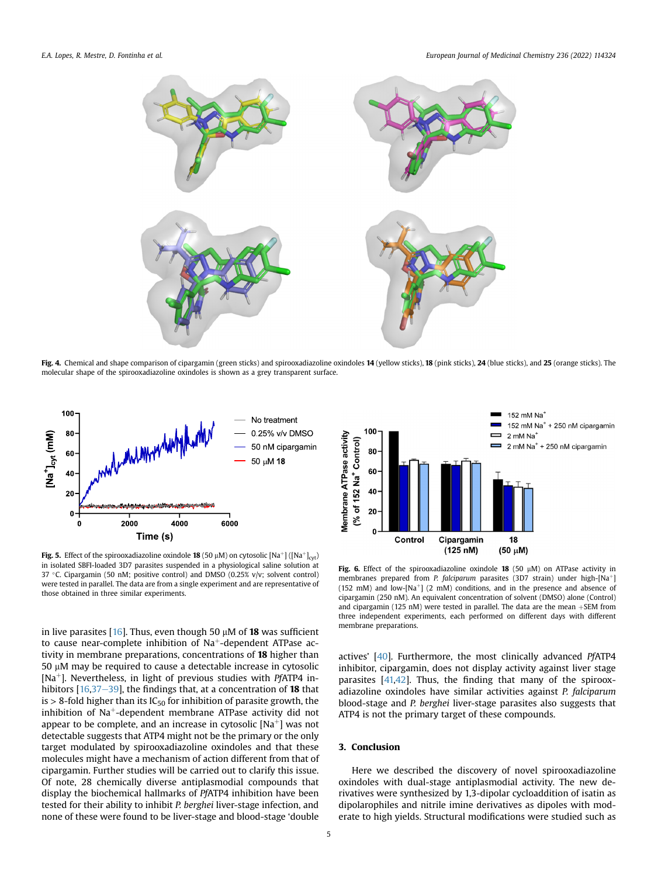**Fig. 4.** Chemical and shape comparison of cipargamin (green sticks) and spirooxadiazoline oxindoles **14** (yellow sticks), **18** (pink sticks), **24** (blue sticks), and **25** (orange sticks). The molecular shape of the spirooxadiazoline oxindoles is shown as a grey transparent surface.

**Fig. 5.** Effect of the spirooxadiazoline oxindole **18** (50 μM) on cytosolic [$Na^+$] ($[Na^+]_{cyt}$) in isolated SBFI-loaded 3D7 parasites suspended in a physiological saline solution at 37 °C. Cipargamin (50 nM; positive control) and DMSO (0.25% v/v; solvent control) were tested in parallel. The data are from a single experiment and are representative of those obtained in three similar experiments.

**Fig. 6.** Effect of the spirooxadiazoline oxindole **18** (50 μM) on ATPase activity in membranes prepared from *P. falciparum* parasites (3D7 strain) under high-[$Na^+$] (152 mM) and low-[$Na^+$] (2 mM) conditions, and in the presence and absence of cipargamin (250 nM). An equivalent concentration of solvent (DMSO) alone (Control) and cipargamin (125 nM) were tested in parallel. The data are the mean +SEM from three independent experiments, each performed on different days with different membrane preparations.

in live parasites [16]. Thus, even though 50 μM of **18** was sufficient to cause near-complete inhibition of $Na^+$-dependent ATPase activity in membrane preparations, concentrations of **18** higher than 50 μM may be required to cause a detectable increase in cytosolic [$Na^+$]. Nevertheless, in light of previous studies with *Pf*ATP4 inhibitors [16,37–39], the findings that, at a concentration of **18** that is > 8-fold higher than its $IC_{50}$ for inhibition of parasite growth, the inhibition of $Na^+$-dependent membrane ATPase activity did not appear to be complete, and an increase in cytosolic [$Na^+$] was not detectable suggests that ATP4 might not be the primary or the only target modulated by spirooxadiazoline oxindoles and that these molecules might have a mechanism of action different from that of cipargamin. Further studies will be carried out to clarify this issue. Of note, 28 chemically diverse antiplasmodial compounds that display the biochemical hallmarks of *Pf*ATP4 inhibition have been tested for their ability to inhibit *P. berghei* liver-stage infection, and none of these were found to be liver-stage and blood-stage 'double actives' [40]. Furthermore, the most clinically advanced *Pf*ATP4 inhibitor, cipargamin, does not display activity against liver stage parasites [41,42]. Thus, the finding that many of the spirooxadiazoline oxindoles have similar activities against *P. falciparum* blood-stage and *P. berghei* liver-stage parasites also suggests that ATP4 is not the primary target of these compounds.

## 3. Conclusion

Here we described the discovery of novel spirooxadiazoline oxindoles with dual-stage antiplasmodial activity. The new derivatives were synthesized by 1,3-dipolar cycloaddition of isatin as dipolarophiles and nitrile imine derivatives as dipoles with moderate to high yields. Structural modifications were studied such as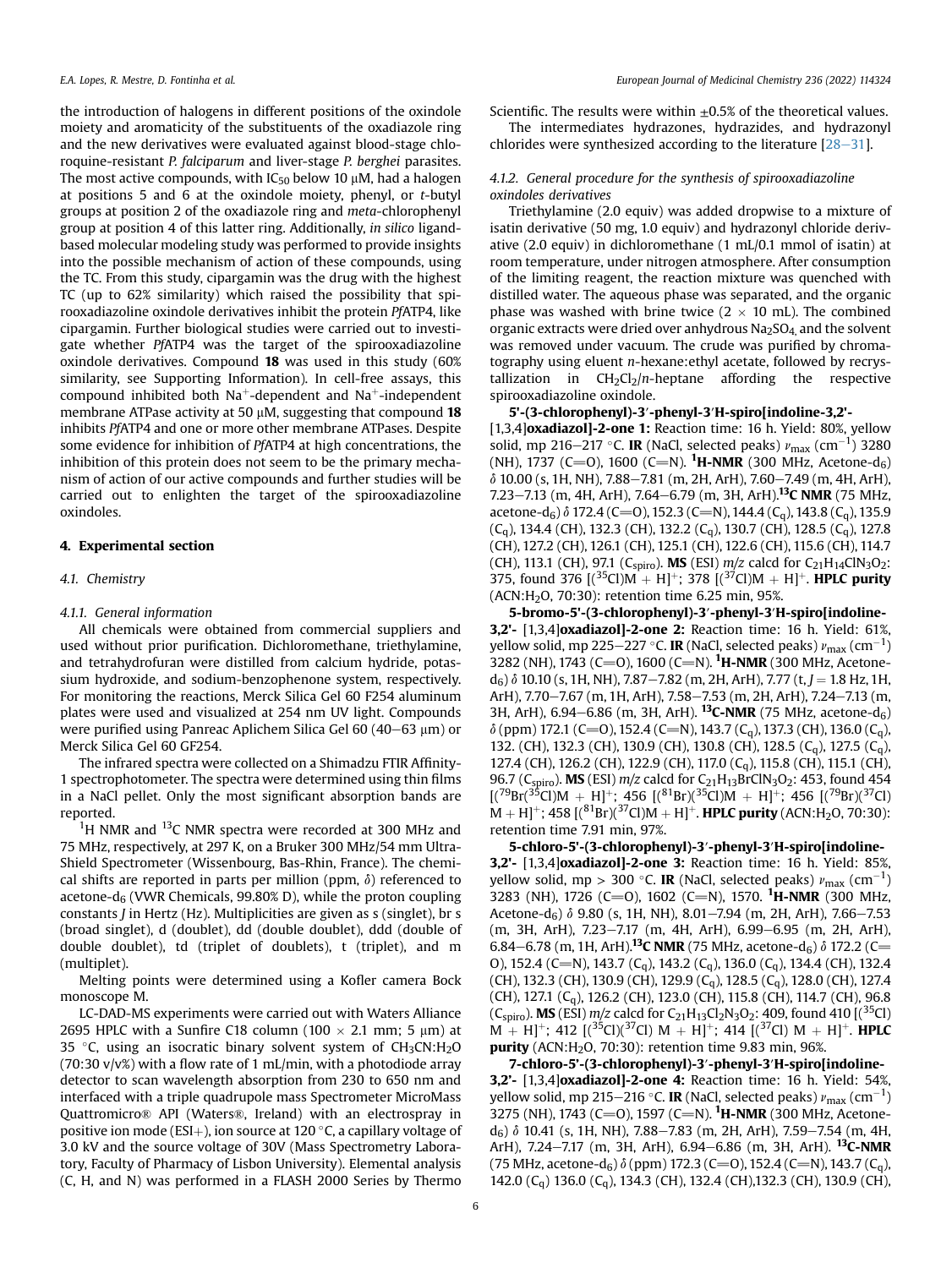the introduction of halogens in different positions of the oxindole moiety and aromaticity of the substituents of the oxadiazole ring and the new derivatives were evaluated against blood-stage chloroquine-resistant *P. falciparum* and liver-stage *P. berghei* parasites. The most active compounds, with $IC_{50}$ below 10 μM, had a halogen at positions 5 and 6 at the oxindole moiety, phenyl, or *t*-butyl groups at position 2 of the oxadiazole ring and *meta*-chlorophenyl group at position 4 of this latter ring. Additionally, *in silico* ligand-based molecular modeling study was performed to provide insights into the possible mechanism of action of these compounds, using the TC. From this study, cipargamin was the drug with the highest TC (up to 62% similarity) which raised the possibility that spirooxadiazoline oxindole derivatives inhibit the protein *Pf*ATP4, like cipargamin. Further biological studies were carried out to investigate whether *Pf*ATP4 was the target of the spirooxadiazoline oxindole derivatives. Compound **18** was used in this study (60% similarity, see Supporting Information). In cell-free assays, this compound inhibited both $Na^+$-dependent and $Na^+$-independent membrane ATPase activity at 50 μM, suggesting that compound **18** inhibits *Pf*ATP4 and one or more other membrane ATPases. Despite some evidence for inhibition of *Pf*ATP4 at high concentrations, the inhibition of this protein does not seem to be the primary mechanism of action of our active compounds and further studies will be carried out to enlighten the target of the spirooxadiazoline oxindoles.

## 4. Experimental section

### 4.1. Chemistry

#### 4.1.1. General information

All chemicals were obtained from commercial suppliers and used without prior purification. Dichloromethane, triethylamine, and tetrahydrofuran were distilled from calcium hydride, potassium hydroxide, and sodium-benzophenone system, respectively. For monitoring the reactions, Merck Silica Gel 60 F254 aluminum plates were used and visualized at 254 nm UV light. Compounds were purified using Panreac Aplichem Silica Gel 60 (40–63 μm) or Merck Silica Gel 60 GF254.

The infrared spectra were collected on a Shimadzu FTIR Affinity-1 spectrophotometer. The spectra were determined using thin films in a NaCl pellet. Only the most significant absorption bands are reported.

$^1$H NMR and $^{13}$C NMR spectra were recorded at 300 MHz and 75 MHz, respectively, at 297 K, on a Bruker 300 MHz/54 mm UltraShield Spectrometer (Wissenbourg, Bas-Rhin, France). The chemical shifts are reported in parts per million (ppm, δ) referenced to acetone-$d_6$ (VWR Chemicals, 99.80% D), while the proton coupling constants *J* in Hertz (Hz). Multiplicities are given as s (singlet), br s (broad singlet), d (doublet), dd (double doublet), ddd (double of double doublet), td (triplet of doublets), t (triplet), and m (multiplet).

Melting points were determined using a Kofler camera Bock monoscope M.

LC-DAD-MS experiments were carried out with Waters Alliance 2695 HPLC with a Sunfire C18 column (100 × 2.1 mm; 5 μm) at 35 °C, using an isocratic binary solvent system of $CH_3CN$:$H_2O$ (70:30 v/v%) with a flow rate of 1 mL/min, with a photodiode array detector to scan wavelength absorption from 230 to 650 nm and interfaced with a triple quadrupole mass Spectrometer MicroMass Quattromicro® API (Waters®, Ireland) with an electrospray in positive ion mode (ESI+), ion source at 120 °C, a capillary voltage of 3.0 kV and the source voltage of 30V (Mass Spectrometry Laboratory, Faculty of Pharmacy of Lisbon University). Elemental analysis (C, H, and N) was performed in a FLASH 2000 Series by Thermo Scientific. The results were within ±0.5% of the theoretical values.

The intermediates hydrazones, hydrazides, and hydrazonyl chlorides were synthesized according to the literature [28–31].

#### 4.1.2. General procedure for the synthesis of spirooxadiazoline oxindoles derivatives

Triethylamine (2.0 equiv) was added dropwise to a mixture of isatin derivative (50 mg, 1.0 equiv) and hydrazonyl chloride derivative (2.0 equiv) in dichloromethane (1 mL/0.1 mmol of isatin) at room temperature, under nitrogen atmosphere. After consumption of the limiting reagent, the reaction mixture was quenched with distilled water. The aqueous phase was separated, and the organic phase was washed with brine twice (2 × 10 mL). The combined organic extracts were dried over anhydrous $Na_2SO_4$ and the solvent was removed under vacuum. The crude was purified by chromatography using eluent *n*-hexane:ethyl acetate, followed by recrystallization in $CH_2Cl_2$/*n*-heptane affording the respective spirooxadiazoline oxindole.

**5'-(3-chlorophenyl)-3'-phenyl-3'H-spiro[indoline-3,2'-[1,3,4]oxadiazol]-2-one 1:** Reaction time: 16 h. Yield: 80%, yellow solid, mp 216–217 °C. **IR** (NaCl, selected peaks) $\nu_{max}$ (cm$^{-1}$) 3280 (NH), 1737 (C=O), 1600 (C=N). **$^1$H-NMR** (300 MHz, Acetone-$d_6$) δ 10.00 (s, 1H, NH), 7.88–7.81 (m, 2H, ArH), 7.60–7.49 (m, 4H, ArH), 7.23–7.13 (m, 4H, ArH), 7.64–6.79 (m, 3H, ArH). **$^{13}$C NMR** (75 MHz, acetone-$d_6$) δ 172.4 (C=O), 152.3 (C=N), 144.4 ($C_q$), 143.8 ($C_q$), 135.9 ($C_q$), 134.4 (CH), 132.3 (CH), 132.2 ($C_q$), 130.7 (CH), 128.5 ($C_q$), 127.8 (CH), 127.2 (CH), 126.1 (CH), 125.1 (CH), 122.6 (CH), 115.6 (CH), 114.7 (CH), 113.1 (CH), 97.1 ($C_{spiro}$). **MS** (ESI) *m/z* calcd for $C_{21}H_{14}ClN_3O_2$: 375, found 376 [($^{35}$Cl)M + H]$^+$; 378 [($^{37}$Cl)M + H]$^+$. **HPLC purity** (ACN:$H_2O$, 70:30): retention time 6.25 min, 95%.

**5-bromo-5'-(3-chlorophenyl)-3'-phenyl-3'H-spiro[indoline-3,2'- [1,3,4]oxadiazol]-2-one 2:** Reaction time: 16 h. Yield: 61%, yellow solid, mp 225–227 °C. **IR** (NaCl, selected peaks) $\nu_{max}$ (cm$^{-1}$) 3282 (NH), 1743 (C=O), 1600 (C=N). **$^1$H-NMR** (300 MHz, Acetone-$d_6$) δ 10.10 (s, 1H, NH), 7.87–7.82 (m, 2H, ArH), 7.77 (t, *J* = 1.8 Hz, 1H, ArH), 7.70–7.67 (m, 1H, ArH), 7.58–7.53 (m, 2H, ArH), 7.24–7.13 (m, 3H, ArH), 6.94–6.86 (m, 3H, ArH). **$^{13}$C-NMR** (75 MHz, acetone-$d_6$) δ (ppm) 172.1 (C=O), 152.4 (C=N), 143.7 ($C_q$), 137.3 (CH), 136.0 ($C_q$), 132. (CH), 132.3 (CH), 130.9 (CH), 130.8 (CH), 128.5 ($C_q$), 127.5 ($C_q$), 127.4 (CH), 126.2 (CH), 122.9 (CH), 117.0 ($C_q$), 115.8 (CH), 115.1 (CH), 96.7 ($C_{spiro}$). **MS** (ESI) *m/z* calcd for $C_{21}H_{13}BrClN_3O_2$: 453, found 454 [($^{79}$Br)($^{35}$Cl)M + H]$^+$; 456 [($^{81}$Br)($^{35}$Cl)M + H]$^+$; 456 [($^{79}$Br)($^{37}$Cl) M + H]$^+$; 458 [($^{81}$Br)($^{37}$Cl)M + H]$^+$. **HPLC purity** (ACN:$H_2O$, 70:30): retention time 7.91 min, 97%.

**5-chloro-5'-(3-chlorophenyl)-3'-phenyl-3'H-spiro[indoline-3,2'- [1,3,4]oxadiazol]-2-one 3:** Reaction time: 16 h. Yield: 85%, yellow solid, mp > 300 °C. **IR** (NaCl, selected peaks) $\nu_{max}$ (cm$^{-1}$) 3283 (NH), 1726 (C=O), 1602 (C=N), 1570. **$^1$H-NMR** (300 MHz, Acetone-$d_6$) δ 9.80 (s, 1H, NH), 8.01–7.94 (m, 2H, ArH), 7.66–7.53 (m, 3H, ArH), 7.23–7.17 (m, 4H, ArH), 6.99–6.95 (m, 2H, ArH), 6.84–6.78 (m, 1H, ArH). **$^{13}$C NMR** (75 MHz, acetone-$d_6$) δ 172.2 (C=O), 152.4 (C=N), 143.7 ($C_q$), 143.2 ($C_q$), 136.0 ($C_q$), 134.4 (CH), 132.4 (CH), 132.3 (CH), 130.9 (CH), 129.9 ($C_q$), 128.5 ($C_q$), 128.0 (CH), 127.4 (CH), 127.1 ($C_q$), 126.2 (CH), 123.0 (CH), 115.8 (CH), 114.7 (CH), 96.8 ($C_{spiro}$). **MS** (ESI) *m/z* calcd for $C_{21}H_{13}Cl_2N_3O_2$: 409, found 410 [($^{35}$Cl) M + H]$^+$; 412 [($^{35}$Cl)($^{37}$Cl) M + H]$^+$; 414 [($^{37}$Cl) M + H]$^+$. **HPLC purity** (ACN:$H_2O$, 70:30): retention time 9.83 min, 96%.

**7-chloro-5'-(3-chlorophenyl)-3'-phenyl-3'H-spiro[indoline-3,2'- [1,3,4]oxadiazol]-2-one 4:** Reaction time: 16 h. Yield: 54%, yellow solid, mp 215–216 °C. **IR** (NaCl, selected peaks) $\nu_{max}$ (cm$^{-1}$) 3275 (NH), 1743 (C=O), 1597 (C=N). **$^1$H-NMR** (300 MHz, Acetone-$d_6$) δ 10.41 (s, 1H, NH), 7.88–7.83 (m, 2H, ArH), 7.59–7.54 (m, 4H, ArH), 7.24–7.17 (m, 3H, ArH), 6.94–6.86 (m, 3H, ArH). **$^{13}$C-NMR** (75 MHz, acetone-$d_6$) δ (ppm) 172.3 (C=O), 152.4 (C=N), 143.7 ($C_q$), 142.0 ($C_q$) 136.0 ($C_q$), 134.3 (CH), 132.4 (CH),132.3 (CH), 130.9 (CH),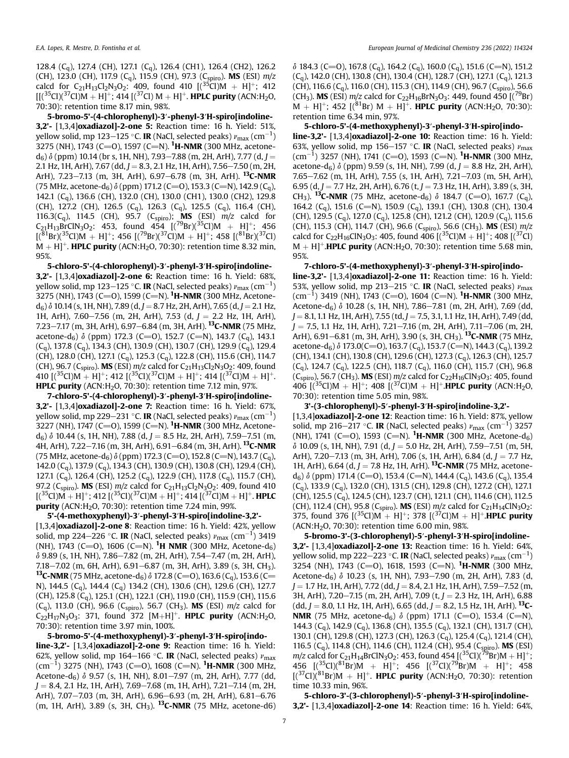128.4 ($C_q$), 127.4 (CH), 127.1 ($C_q$), 126.4 (CH1), 126.4 (CH2), 126.2 (CH), 123.0 (CH), 117.9 ($C_q$), 115.9 (CH), 97.3 ($C_{spiro}$). **MS** (ESI) *m/z* calcd for $C_{21}H_{13}Cl_2N_3O_2$: 409, found 410 [$(^{35}Cl)M + H]^+$; 412 [$(^{35}Cl)(^{37}Cl)M + H]^+$; 414 [$(^{37}Cl)$ M + H]$^+$. **HPLC purity** (ACN:$H_2O$, 70:30): retention time 8.17 min, 98%.

**5-bromo-5′-(4-chlorophenyl)-3′-phenyl-3′H-spiro[indoline-3,2′- [1,3,4]oxadiazol]-2-one 5:** Reaction time: 16 h. Yield: 51%, yellow solid, mp 123–125 °C. **IR** (NaCl, selected peaks) $\nu_{max}$ (cm$^{-1}$) 3275 (NH), 1743 (C=O), 1597 (C=N). **$^1$H-NMR** (300 MHz, acetone-$d_6$) δ (ppm) 10.14 (br s, 1H, NH), 7.93–7.88 (m, 2H, ArH), 7.77 (d, *J* = 2.1 Hz, 1H, ArH), 7.67 (dd, *J* = 8.3, 2.1 Hz, 1H, ArH), 7.56–7.50 (m, 2H, ArH), 7.23–7.13 (m, 3H, ArH), 6.97–6.78 (m, 3H, ArH). **$^{13}$C-NMR** (75 MHz, acetone-$d_6$) δ (ppm) 171.2 (C=O), 153.3 (C=N), 142.9 ($C_q$), 142.1 ($C_q$), 136.6 (CH), 132.0 (CH), 130.0 (CH1), 130.0 (CH2), 129.8 (CH), 127.2 (CH), 126.5 ($C_q$), 126.3 ($C_q$), 125.5 ($C_q$), 116.4 (CH), 116.3($C_q$), 114.5 (CH), 95.7 ($C_{spiro}$); **MS** (ESI) *m/z* calcd for $C_{21}H_{13}BrClN_3O_2$: 453, found 454 [$(^{79}Br)(^{35}Cl)M + H]^+$; 456 [$(^{81}Br)(^{35}Cl)M + H]^+$; 456 [$(^{79}Br)(^{37}Cl)M + H]^+$; 458 [$(^{81}Br)(^{37}Cl)$ M + H]$^+$. **HPLC purity** (ACN:$H_2O$, 70:30): retention time 8.32 min, 95%.

**5-chloro-5′-(4-chlorophenyl)-3′-phenyl-3′H-spiro[indoline-3,2′- [1,3,4]oxadiazol]-2-one 6:** Reaction time: 16 h. Yield: 68%, yellow solid, mp 123–125 °C. **IR** (NaCl, selected peaks) $\nu_{max}$ (cm$^{-1}$) 3275 (NH), 1743 (C=O), 1599 (C=N). **$^1$H-NMR** (300 MHz, Acetone-$d_6$) δ 10.14 (s, 1H, NH), 7.89 (d, *J* = 8.7 Hz, 2H, ArH), 7.65 (d, *J* = 2.1 Hz, 1H, ArH), 7.60–7.56 (m, 2H, ArH), 7.53 (d, *J* = 2.2 Hz, 1H, ArH), 7.23–7.17 (m, 3H, ArH), 6.97–6.84 (m, 3H, ArH). **$^{13}$C-NMR** (75 MHz, acetone-$d_6$) δ (ppm) 172.3 (C=O), 152.7 (C=N), 143.7 ($C_q$), 143.1 ($C_q$), 137.8 ($C_q$), 134.3 (CH), 130.9 (CH), 130.7 (CH), 129.9 ($C_q$), 129.4 (CH), 128.0 (CH), 127.1 ($C_q$), 125.3 ($C_q$), 122.8 (CH), 115.6 (CH), 114.7 (CH), 96.7 ($C_{spiro}$). **MS** (ESI) *m/z* calcd for $C_{21}H_{13}Cl_2N_3O_2$: 409, found 410 [$(^{35}Cl)M + H]^+$; 412 [$(^{35}Cl)(^{37}Cl)M + H]^+$; 414 [$(^{37}Cl)M + H]^+$. **HPLC purity** (ACN:$H_2O$, 70:30): retention time 7.12 min, 97%.

**7-chloro-5′-(4-chlorophenyl)-3′-phenyl-3′H-spiro[indoline-3,2′- [1,3,4]oxadiazol]-2-one 7:** Reaction time: 16 h. Yield: 67%, yellow solid, mp 229–231 °C. **IR** (NaCl, selected peaks) $\nu_{max}$ (cm$^{-1}$) 3227 (NH), 1747 (C=O), 1599 (C=N). **$^1$H-NMR** (300 MHz, Acetone-$d_6$) δ 10.44 (s, 1H, NH), 7.88 (d, *J* = 8.5 Hz, 2H, ArH), 7.59–7.51 (m, 4H, ArH), 7.22–7.16 (m, 3H, ArH), 6.91–6.84 (m, 3H, ArH). **$^{13}$C-NMR** (75 MHz, acetone-$d_6$) δ (ppm) 172.3 (C=O), 152.8 (C=N), 143.7 ($C_q$), 142.0 ($C_q$), 137.9 ($C_q$), 134.3 (CH), 130.9 (CH), 130.8 (CH), 129.4 (CH), 127.1 ($C_q$), 126.4 (CH), 125.2 ($C_q$), 122.9 (CH), 117.8 ($C_q$), 115.7 (CH), 97.2 ($C_{spiro}$). **MS** (ESI) *m/z* calcd for $C_{21}H_{13}Cl_2N_3O_2$: 409, found 410 [$(^{35}Cl)M + H]^+$; 412 [$(^{35}Cl)(^{37}Cl)M + H]^+$; 414 [$(^{37}Cl)M + H]^+$. **HPLC purity** (ACN:$H_2O$, 70:30): retention time 7.24 min, 99%.

**5′-(4-methoxyphenyl)-3′-phenyl-3′H-spiro[indoline-3,2′- [1,3,4]oxadiazol]-2-one 8**: Reaction time: 16 h. Yield: 42%, yellow solid, mp 224–226 °C. **IR** (NaCl, selected peaks) $\nu_{max}$ (cm$^{-1}$) 3419 (NH), 1743 (C=O), 1606 (C=N). **$^1$H NMR** (300 MHz, Acetone-$d_6$) δ 9.89 (s, 1H, NH), 7.86–7.82 (m, 2H, ArH), 7.54–7.47 (m, 2H, ArH), 7.18–7.02 (m, 6H, ArH), 6.91–6.87 (m, 3H, ArH), 3.89 (s, 3H, $CH_3$). **$^{13}$C-NMR** (75 MHz, acetone-$d_6$) δ 172.8 (C=O), 163.6 ($C_q$), 153.6 (C=N), 144.5 ($C_q$), 144.4 ($C_q$) 134.2 (CH), 130.6 (CH), 129.6 (CH), 127.7 (CH), 125.8 ($C_q$), 125.1 (CH), 122.1 (CH), 119.0 (CH), 115.9 (CH), 115.6 ($C_q$), 113.0 (CH), 96.6 ($C_{spiro}$), 56.7 ($CH_3$). **MS** (ESI) *m/z* calcd for $C_{22}H_{17}N_3O_3$: 371, found 372 [M+H]$^+$. **HPLC purity** (ACN:$H_2O$, 70:30): retention time 3.97 min, 100%.

**5-bromo-5′-(4-methoxyphenyl)-3′-phenyl-3′H-spiro[indoline-3,2′- [1,3,4]oxadiazol]-2-one 9:** Reaction time: 16 h. Yield: 62%, yellow solid, mp 164–166 °C. **IR** (NaCl, selected peaks) $\nu_{max}$ (cm$^{-1}$) 3275 (NH), 1743 (C=O), 1608 (C=N). **$^1$H-NMR** (300 MHz, Acetone-$d_6$) δ 9.57 (s, 1H, NH), 8.01–7.97 (m, 2H, ArH), 7.77 (dd, *J* = 8.4, 2.1 Hz, 1H, ArH), 7.69–7.68 (m, 1H, ArH), 7.21–7.14 (m, 2H, ArH), 7.07–7.03 (m, 3H, ArH), 6.96–6.93 (m, 2H, ArH), 6.81–6.76 (m, 1H, ArH), 3.89 (s, 3H, $CH_3$). **$^{13}$C-NMR** (75 MHz, acetone-d6) δ 184.3 (C=O), 167.8 ($C_q$), 164.2 ($C_q$), 160.0 ($C_q$), 151.6 (C=N), 151.2 ($C_q$), 142.0 (CH), 130.8 (CH), 130.4 (CH), 128.7 (CH), 127.1 ($C_q$), 121.3 (CH), 116.6 ($C_q$), 116.0 (CH), 115.3 (CH), 114.9 (CH), 96.7 ($C_{spiro}$), 56.6 ($CH_3$). **MS** (ESI) *m/z* calcd for $C_{22}H_{16}BrN_3O_3$: 449, found 450 [$(^{79}Br)$ M + H]$^+$; 452 [$(^{81}Br)$ M + H]$^+$. **HPLC purity** (ACN:$H_2O$, 70:30): retention time 6.34 min, 97%.

**5-chloro-5′-(4-methoxyphenyl)-3′-phenyl-3′H-spiro[indoline-3,2′- [1,3,4]oxadiazol]-2-one 10:** Reaction time: 16 h. Yield: 63%, yellow solid, mp 156–157 °C. **IR** (NaCl, selected peaks) $\nu_{max}$ (cm$^{-1}$) 3257 (NH), 1741 (C=O), 1593 (C=N). **$^1$H-NMR** (300 MHz, acetone-$d_6$) δ (ppm) 9.59 (s, 1H, NH), 7.99 (d, *J* = 8.8 Hz, 2H, ArH), 7.65–7.62 (m, 1H, ArH), 7.55 (s, 1H, ArH), 7.21–7.03 (m, 5H, ArH), 6.95 (d, *J* = 7.7 Hz, 2H, ArH), 6.76 (t, *J* = 7.3 Hz, 1H, ArH), 3.89 (s, 3H, $CH_3$). **$^{13}$C-NMR** (75 MHz, acetone-$d_6$) δ 184.7 (C=O), 167.7 ($C_q$), 164.2 ($C_q$), 151.6 (C=N), 150.9 ($C_q$), 139.1 (CH), 130.8 (CH), 130.4 (CH), 129.5 ($C_q$), 127.0 ($C_q$), 125.8 (CH), 121.2 (CH), 120.9 ($C_q$), 115.6 (CH), 115.3 (CH), 114.7 (CH), 96.6 ($C_{spiro}$), 56.6 ($CH_3$). **MS** (ESI) *m/z* calcd for $C_{22}H_{16}ClN_3O_3$: 405, found 406 [$(^{35}Cl)M + H]^+$; 408 [$(^{37}Cl)$ M + H]$^+$. **HPLC purity** (ACN:$H_2O$, 70:30): retention time 5.68 min, 95%.

**7-chloro-5′-(4-methoxyphenyl)-3′-phenyl-3′H-spiro[indoline-3,2′- [1,3,4]oxadiazol]-2-one 11:** Reaction time: 16 h. Yield: 53%, yellow solid, mp 213–215 °C. **IR** (NaCl, selected peaks) $\nu_{max}$ (cm$^{-1}$) 3419 (NH), 1743 (C=O), 1604 (C=N). **$^1$H-NMR** (300 MHz, Acetone-$d_6$) δ 10.28 (s, 1H, NH), 7.86–7.81 (m, 2H, ArH), 7.69 (dd, *J* = 8.1, 1.1 Hz, 1H, ArH), 7.55 (td, *J* = 7.5, 3.1, 1.1 Hz, 1H, ArH), 7.49 (dd, *J* = 7.5, 1.1 Hz, 1H, ArH), 7.21–7.16 (m, 2H, ArH), 7.11–7.06 (m, 2H, ArH), 6.91–6.81 (m, 3H, ArH), 3.90 (s, 3H, $CH_3$). **$^{13}$C-NMR** (75 MHz, acetone-$d_6$) δ 173.0(C=O), 163.7 ($C_q$), 153.7 (C=N), 144.3 ($C_q$), 139.2 (CH), 134.1 (CH), 130.8 (CH), 129.6 (CH), 127.3 ($C_q$), 126.3 (CH), 125.7 ($C_q$), 124.7 ($C_q$), 122.5 (CH), 118.7 ($C_q$), 116.0 (CH), 115.7 (CH), 96.8 ($C_{spiro}$), 56.7 ($CH_3$). **MS** (ESI) *m/z* calcd for $C_{22}H_{16}ClN_3O_3$: 405, found 406 [$(^{35}Cl)M + H]^+$; 408 [$(^{37}Cl)M + H]^+$. **HPLC purity** (ACN:$H_2O$, 70:30): retention time 5.05 min, 98%.

**3′-(3-chlorophenyl)-5′-phenyl-3′H-spiro[indoline-3,2′- [1,3,4]oxadiazol]-2-one 12**: Reaction time: 16 h. Yield: 87%, yellow solid, mp 216–217 °C. **IR** (NaCl, selected peaks) $\nu_{max}$ (cm$^{-1}$) 3257 (NH), 1741 (C=O), 1593 (C=N). **$^1$H-NMR** (300 MHz, Acetone-$d_6$) δ 10.09 (s, 1H, NH), 7.91 (d, *J* = 5.0 Hz, 2H, ArH), 7.59–7.51 (m, 5H, ArH), 7.20–7.13 (m, 3H, ArH), 7.06 (s, 1H, ArH), 6.84 (d, *J* = 7.7 Hz, 1H, ArH), 6.64 (d, *J* = 7.8 Hz, 1H, ArH). **$^{13}$C-NMR** (75 MHz, acetone-$d_6$) δ (ppm) 171.4 (C=O), 153.4 (C=N), 144.4 ($C_q$), 143.6 ($C_q$), 135.4 ($C_q$), 133.9 ($C_q$), 132.0 (CH), 131.5 (CH), 129.8 (CH), 127.2 (CH), 127.1 (CH), 125.5 ($C_q$), 124.5 (CH), 123.7 (CH), 121.1 (CH), 114.6 (CH), 112.5 (CH), 112.4 (CH), 95.8 ($C_{spiro}$). **MS** (ESI) *m/z* calcd for $C_{21}H_{14}ClN_3O_2$: 375, found 376 [$(^{35}Cl)M + H]^+$; 378 [$(^{37}Cl)M + H]^+$. **HPLC purity** (ACN:$H_2O$, 70:30): retention time 6.00 min, 98%.

**5-bromo-3′-(3-chlorophenyl)-5′-phenyl-3′H-spiro[indoline-3,2′- [1,3,4]oxadiazol]-2-one 13:** Reaction time: 16 h. Yield: 64%, yellow solid, mp 222–223 °C. **IR** (NaCl, selected peaks) $\nu_{max}$ (cm$^{-1}$) 3254 (NH), 1743 (C=O), 1618, 1593 (C=N). **$^1$H-NMR** (300 MHz, Acetone-$d_6$) δ 10.23 (s, 1H, NH), 7.93–7.90 (m, 2H, ArH), 7.83 (d, *J* = 1.7 Hz, 1H, ArH), 7.72 (dd, *J* = 8.4, 2.1 Hz, 1H, ArH), 7.59–7.52 (m, 3H, ArH), 7.20–7.15 (m, 2H, ArH), 7.09 (t, *J* = 2.3 Hz, 1H, ArH), 6.88 (dd, *J* = 8.0, 1.1 Hz, 1H, ArH), 6.65 (dd, *J* = 8.2, 1.5 Hz, 1H, ArH). **$^{13}$C-NMR** (75 MHz, acetone-$d_6$) δ (ppm) 171.1 (C=O), 153.4 (C=N), 144.3 ($C_q$), 142.9 ($C_q$), 136.8 (CH), 135.5 ($C_q$), 132.1 (CH), 131.7 (CH), 130.1 (CH), 129.8 (CH), 127.3 (CH), 126.3 ($C_q$), 125.4 ($C_q$), 121.4 (CH), 116.5 ($C_q$), 114.8 (CH), 114.6 (CH), 112.4 (CH), 95.4 ($C_{spiro}$). **MS** (ESI) *m/z* calcd for $C_{21}H_{14}BrClN_3O_2$: 453, found 454 [$(^{35}Cl)(^{79}Br)M + H]^+$; 456 [$(^{35}Cl)(^{81}Br)M + H]^+$; 456 [$(^{37}Cl)(^{79}Br)M + H]^+$; 458 [$(^{37}Cl)(^{81}Br)M + H]^+$. **HPLC purity** (ACN:$H_2O$, 70:30): retention time 10.33 min, 96%.

**5-chloro-3′-(3-chlorophenyl)-5′-phenyl-3′H-spiro[indoline-3,2′- [1,3,4]oxadiazol]-2-one 14**: Reaction time: 16 h. Yield: 64%,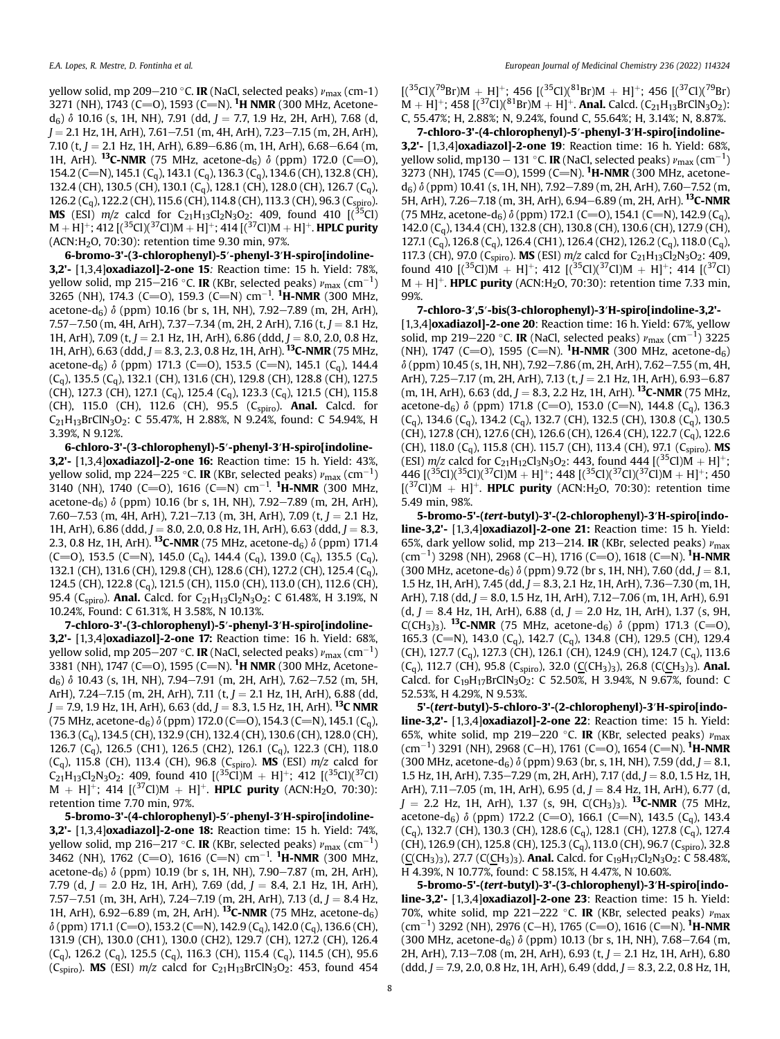yellow solid, mp 209–210 °C. **IR** (NaCl, selected peaks) $\nu_{max}$ (cm-1) 3271 (NH), 1743 (C=O), 1593 (C=N). **$^1$H NMR** (300 MHz, Acetone-d$_6$) δ 10.16 (s, 1H, NH), 7.91 (dd, *J* = 7.7, 1.9 Hz, 2H, ArH), 7.68 (d, *J* = 2.1 Hz, 1H, ArH), 7.61–7.51 (m, 4H, ArH), 7.23–7.15 (m, 2H, ArH), 7.10 (t, *J* = 2.1 Hz, 1H, ArH), 6.89–6.86 (m, 1H, ArH), 6.68–6.64 (m, 1H, ArH). **$^{13}$C-NMR** (75 MHz, acetone-d$_6$) δ (ppm) 172.0 (C=O), 154.2 (C=N), 145.1 (C$_q$), 143.1 (C$_q$), 136.3 (C$_q$), 134.6 (CH), 132.8 (CH), 132.4 (CH), 130.5 (CH), 130.1 (C$_q$), 128.1 (CH), 128.0 (CH), 126.7 (C$_q$), 126.2 (C$_q$), 122.2 (CH), 115.6 (CH), 114.8 (CH), 113.3 (CH), 96.3 (C$_{spiro}$). **MS** (ESI) *m/z* calcd for $C_{21}H_{13}Cl_2N_3O_2$: 409, found 410 [($^{35}$Cl) M + H]$^+$; 412 [($^{35}$Cl)($^{37}$Cl)M + H]$^+$; 414 [($^{37}$Cl)M + H]$^+$. **HPLC purity** (ACN:H$_2$O, 70:30): retention time 9.30 min, 97%.

**6-bromo-3′-(3-chlorophenyl)-5′-phenyl-3′H-spiro[indoline-3,2′- [1,3,4]oxadiazol]-2-one 15**: Reaction time: 15 h. Yield: 78%, yellow solid, mp 215–216 °C. **IR** (KBr, selected peaks) $\nu_{max}$ (cm$^{-1}$) 3265 (NH), 174.3 (C=O), 159.3 (C=N) cm$^{-1}$. **$^1$H-NMR** (300 MHz, acetone-d$_6$) δ (ppm) 10.16 (br s, 1H, NH), 7.92–7.89 (m, 2H, ArH), 7.57–7.50 (m, 4H, ArH), 7.37–7.34 (m, 2H, 2 ArH), 7.16 (t, *J* = 8.1 Hz, 1H, ArH), 7.09 (t, *J* = 2.1 Hz, 1H, ArH), 6.86 (ddd, *J* = 8.0, 2.0, 0.8 Hz, 1H, ArH), 6.63 (ddd, *J* = 8.3, 2.3, 0.8 Hz, 1H, ArH). **$^{13}$C-NMR** (75 MHz, acetone-d$_6$) δ (ppm) 171.3 (C=O), 153.5 (C=N), 145.1 (C$_q$), 144.4 (C$_q$), 135.5 (C$_q$), 132.1 (CH), 131.6 (CH), 129.8 (CH), 128.8 (CH), 127.5 (CH), 127.3 (CH), 127.1 (C$_q$), 125.4 (C$_q$), 123.3 (C$_q$), 121.5 (CH), 115.8 (CH), 115.0 (CH), 112.6 (CH), 95.5 (C$_{spiro}$). **Anal.** Calcd. for $C_{21}H_{13}BrClN_3O_2$: C 55.47%, H 2.88%, N 9.24%, found: C 54.94%, H 3.39%, N 9.12%.

**6-chloro-3′-(3-chlorophenyl)-5′-phenyl-3′H-spiro[indoline-3,2′- [1,3,4]oxadiazol]-2-one 16:** Reaction time: 15 h. Yield: 43%, yellow solid, mp 224–225 °C. **IR** (KBr, selected peaks) $\nu_{max}$ (cm$^{-1}$) 3140 (NH), 1740 (C=O), 1616 (C=N) cm$^{-1}$. **$^1$H-NMR** (300 MHz, acetone-d$_6$) δ (ppm) 10.16 (br s, 1H, NH), 7.92–7.89 (m, 2H, ArH), 7.60–7.53 (m, 4H, ArH), 7.21–7.13 (m, 3H, ArH), 7.09 (t, *J* = 2.1 Hz, 1H, ArH), 6.86 (ddd, *J* = 8.0, 2.0, 0.8 Hz, 1H, ArH), 6.63 (ddd, *J* = 8.3, 2.3, 0.8 Hz, 1H, ArH). **$^{13}$C-NMR** (75 MHz, acetone-d$_6$) δ (ppm) 171.4 (C=O), 153.5 (C=N), 145.0 (C$_q$), 144.4 (C$_q$), 139.0 (C$_q$), 135.5 (C$_q$), 132.1 (CH), 131.6 (CH), 129.8 (CH), 128.6 (CH), 127.2 (CH), 125.4 (C$_q$), 124.5 (CH), 122.8 (C$_q$), 121.5 (CH), 115.0 (CH), 113.0 (CH), 112.6 (CH), 95.4 (C$_{spiro}$). **Anal.** Calcd. for $C_{21}H_{13}Cl_2N_3O_2$: C 61.48%, H 3.19%, N 10.24%, Found: C 61.31%, H 3.58%, N 10.13%.

**7-chloro-3′-(3-chlorophenyl)-5′-phenyl-3′H-spiro[indoline-3,2′- [1,3,4]oxadiazol]-2-one 17:** Reaction time: 16 h. Yield: 68%, yellow solid, mp 205–207 °C. **IR** (NaCl, selected peaks) $\nu_{max}$ (cm$^{-1}$) 3381 (NH), 1747 (C=O), 1595 (C=N). **$^1$H NMR** (300 MHz, Acetone-d$_6$) δ 10.43 (s, 1H, NH), 7.94–7.91 (m, 2H, ArH), 7.62–7.52 (m, 5H, ArH), 7.24–7.15 (m, 2H, ArH), 7.11 (t, *J* = 2.1 Hz, 1H, ArH), 6.88 (dd, *J* = 7.9, 1.9 Hz, 1H, ArH), 6.63 (dd, *J* = 8.3, 1.5 Hz, 1H, ArH). **$^{13}$C NMR** (75 MHz, acetone-d$_6$) δ (ppm) 172.0 (C=O), 154.3 (C=N), 145.1 (C$_q$), 136.3 (C$_q$), 134.5 (CH), 132.9 (CH), 132.4 (CH), 130.6 (CH), 128.0 (CH), 126.7 (C$_q$), 126.5 (CH1), 126.5 (CH2), 126.1 (C$_q$), 122.3 (CH), 118.0 (C$_q$), 115.8 (CH), 114.8 (CH), 113.4 (CH), 96.8 (C$_{spiro}$). **MS** (ESI) *m/z* calcd for $C_{21}H_{13}Cl_2N_3O_2$: 409, found 410 [($^{35}$Cl)M + H]$^+$; 412 [($^{35}$Cl)($^{37}$Cl) M + H]$^+$; 414 [($^{37}$Cl)M + H]$^+$. **HPLC purity** (ACN:H$_2$O, 70:30): retention time 7.70 min, 97%.

**5-bromo-3′-(4-chlorophenyl)-5′-phenyl-3′H-spiro[indoline-3,2′- [1,3,4]oxadiazol]-2-one 18:** Reaction time: 15 h. Yield: 74%, yellow solid, mp 216–217 °C. **IR** (KBr, selected peaks) $\nu_{max}$ (cm$^{-1}$) 3462 (NH), 1762 (C=O), 1616 (C=N) cm$^{-1}$. **$^1$H-NMR** (300 MHz, acetone-d$_6$) δ (ppm) 10.19 (br s, 1H, NH), 7.90–7.87 (m, 2H, ArH), 7.79 (d, *J* = 2.0 Hz, 1H, ArH), 7.69 (dd, *J* = 8.4, 2.1 Hz, 1H, ArH), 7.57–7.51 (m, 3H, ArH), 7.24–7.19 (m, 2H, ArH), 7.13 (d, *J* = 8.4 Hz, 1H, ArH), 6.92–6.89 (m, 2H, ArH). **$^{13}$C-NMR** (75 MHz, acetone-d$_6$) δ (ppm) 171.1 (C=O), 153.2 (C=N), 142.9 (C$_q$), 142.0 (C$_q$), 136.6 (CH), 131.9 (CH), 130.0 (CH1), 130.0 (CH2), 129.7 (CH), 127.2 (CH), 126.4 (C$_q$), 126.2 (C$_q$), 125.5 (C$_q$), 116.3 (CH), 115.4 (C$_q$), 114.5 (CH), 95.6 (C$_{spiro}$). **MS** (ESI) *m/z* calcd for $C_{21}H_{13}BrClN_3O_2$: 453, found 454 [($^{35}$Cl)($^{79}$Br)M + H]$^+$; 456 [($^{35}$Cl)($^{81}$Br)M + H]$^+$; 456 [($^{37}$Cl)($^{79}$Br) M + H]$^+$; 458 [($^{37}$Cl)($^{81}$Br)M + H]$^+$. **Anal.** Calcd. ($C_{21}H_{13}BrClN_3O_2$): C, 55.47%; H, 2.88%; N, 9.24%, found C, 55.64%; H, 3.14%; N, 8.87%.

**7-chloro-3′-(4-chlorophenyl)-5′-phenyl-3′H-spiro[indoline-3,2′- [1,3,4]oxadiazol]-2-one 19**: Reaction time: 16 h. Yield: 68%, yellow solid, mp130 – 131 °C. **IR** (NaCl, selected peaks) $\nu_{max}$ (cm$^{-1}$) 3273 (NH), 1745 (C=O), 1599 (C=N). **$^1$H-NMR** (300 MHz, acetone-d$_6$) δ (ppm) 10.41 (s, 1H, NH), 7.92–7.89 (m, 2H, ArH), 7.60–7.52 (m, 5H, ArH), 7.26–7.18 (m, 3H, ArH), 6.94–6.89 (m, 2H, ArH). **$^{13}$C-NMR** (75 MHz, acetone-d$_6$) δ (ppm) 172.1 (C=O), 154.1 (C=N), 142.9 (C$_q$), 142.0 (C$_q$), 134.4 (CH), 132.8 (CH), 130.8 (CH), 130.6 (CH), 127.9 (CH), 127.1 (C$_q$), 126.8 (C$_q$), 126.4 (CH1), 126.4 (CH2), 126.2 (C$_q$), 118.0 (C$_q$), 117.3 (CH), 97.0 (C$_{spiro}$). **MS** (ESI) *m/z* calcd for $C_{21}H_{13}Cl_2N_3O_2$: 409, found 410 [($^{35}$Cl)M + H]$^+$; 412 [($^{35}$Cl)($^{37}$Cl)M + H]$^+$; 414 [($^{37}$Cl) M + H]$^+$. **HPLC purity** (ACN:H$_2$O, 70:30): retention time 7.33 min, 99%.

**7-chloro-3′,5′-bis(3-chlorophenyl)-3′H-spiro[indoline-3,2′- [1,3,4]oxadiazol]-2-one 20**: Reaction time: 16 h. Yield: 67%, yellow solid, mp 219–220 °C. **IR** (NaCl, selected peaks) $\nu_{max}$ (cm$^{-1}$) 3225 (NH), 1747 (C=O), 1595 (C=N). **$^1$H-NMR** (300 MHz, acetone-d$_6$) δ (ppm) 10.45 (s, 1H, NH), 7.92–7.86 (m, 2H, ArH), 7.62–7.55 (m, 4H, ArH), 7.25–7.17 (m, 2H, ArH), 7.13 (t, *J* = 2.1 Hz, 1H, ArH), 6.93–6.87 (m, 1H, ArH), 6.63 (dd, *J* = 8.3, 2.2 Hz, 1H, ArH). **$^{13}$C-NMR** (75 MHz, acetone-d$_6$) δ (ppm) 171.8 (C=O), 153.0 (C=N), 144.8 (C$_q$), 136.3 (C$_q$), 134.6 (C$_q$), 134.2 (C$_q$), 132.7 (CH), 132.5 (CH), 130.8 (C$_q$), 130.5 (CH), 127.8 (CH), 127.6 (CH), 126.6 (CH), 126.4 (CH), 122.7 (C$_q$), 122.6 (CH), 118.0 (C$_q$), 115.8 (CH). 115.7 (CH), 113.4 (CH), 97.1 (C$_{spiro}$). **MS** (ESI) *m/z* calcd for $C_{21}H_{12}Cl_3N_3O_2$: 443, found 444 [($^{35}$Cl)M + H]$^+$; 446 [($^{35}$Cl)($^{35}$Cl)($^{37}$Cl)M + H]$^+$; 448 [($^{35}$Cl)($^{37}$Cl)($^{37}$Cl)M + H]$^+$; 450 [($^{37}$Cl)M + H]$^+$. **HPLC purity** (ACN:H$_2$O, 70:30): retention time 5.49 min, 98%.

**5-bromo-5′-(*tert*-butyl)-3′-(2-chlorophenyl)-3′H-spiro[indoline-3,2′- [1,3,4]oxadiazol]-2-one 21:** Reaction time: 15 h. Yield: 65%, dark yellow solid, mp 213–214. **IR** (KBr, selected peaks) $\nu_{max}$ (cm$^{-1}$) 3298 (NH), 2968 (C–H), 1716 (C=O), 1618 (C=N). **$^1$H-NMR** (300 MHz, acetone-d$_6$) δ (ppm) 9.72 (br s, 1H, NH), 7.60 (dd, *J* = 8.1, 1.5 Hz, 1H, ArH), 7.45 (dd, *J* = 8.3, 2.1 Hz, 1H, ArH), 7.36–7.30 (m, 1H, ArH), 7.18 (dd, *J* = 8.0, 1.5 Hz, 1H, ArH), 7.12–7.06 (m, 1H, ArH), 6.91 (d, *J* = 8.4 Hz, 1H, ArH), 6.88 (d, *J* = 2.0 Hz, 1H, ArH), 1.37 (s, 9H, C(CH$_3$)$_3$). **$^{13}$C-NMR** (75 MHz, acetone-d$_6$) δ (ppm) 171.3 (C=O), 165.3 (C=N), 143.0 (C$_q$), 142.7 (C$_q$), 134.8 (CH), 129.5 (CH), 129.4 (CH), 127.7 (C$_q$), 127.3 (CH), 126.1 (CH), 124.9 (CH), 124.7 (C$_q$), 113.6 (C$_q$), 112.7 (CH), 95.8 (C$_{spiro}$), 32.0 (<u>C</u>(CH$_3$)$_3$), 26.8 (C(<u>C</u>H$_3$)$_3$). **Anal.** Calcd. for $C_{19}H_{17}BrClN_3O_2$: C 52.50%, H 3.94%, N 9.67%, found: C 52.53%, H 4.29%, N 9.53%.

**5′-(*tert*-butyl)-5-chloro-3′-(2-chlorophenyl)-3′H-spiro[indoline-3,2′- [1,3,4]oxadiazol]-2-one 22**: Reaction time: 15 h. Yield: 65%, white solid, mp 219–220 °C. **IR** (KBr, selected peaks) $\nu_{max}$ (cm$^{-1}$) 3291 (NH), 2968 (C–H), 1761 (C=O), 1654 (C=N). **$^1$H-NMR** (300 MHz, acetone-d$_6$) δ (ppm) 9.63 (br, s, 1H, NH), 7.59 (dd, *J* = 8.1, 1.5 Hz, 1H, ArH), 7.35–7.29 (m, 2H, ArH), 7.17 (dd, *J* = 8.0, 1.5 Hz, 1H, ArH), 7.11–7.05 (m, 1H, ArH), 6.95 (d, *J* = 8.4 Hz, 1H, ArH), 6.77 (d, *J* = 2.2 Hz, 1H, ArH), 1.37 (s, 9H, C(CH$_3$)$_3$). **$^{13}$C-NMR** (75 MHz, acetone-d$_6$) δ (ppm) 172.2 (C=O), 166.1 (C=N), 143.5 (C$_q$), 143.4 (C$_q$), 132.7 (CH), 130.3 (CH), 128.6 (C$_q$), 128.1 (CH), 127.8 (C$_q$), 127.4 (CH), 126.9 (CH), 125.8 (CH), 125.3 (C$_q$), 113.0 (CH), 96.7 (C$_{spiro}$), 32.8 (<u>C</u>(CH$_3$)$_3$), 27.7 (C(<u>C</u>H$_3$)$_3$). **Anal.** Calcd. for $C_{19}H_{17}Cl_2N_3O_2$: C 58.48%, H 4.39%, N 10.77%, found: C 58.15%, H 4.47%, N 10.60%.

**5-bromo-5′-(*tert*-butyl)-3′-(3-chlorophenyl)-3′H-spiro[indoline-3,2′- [1,3,4]oxadiazol]-2-one 23**: Reaction time: 15 h. Yield: 70%, white solid, mp 221–222 °C. **IR** (KBr, selected peaks) $\nu_{max}$ (cm$^{-1}$) 3292 (NH), 2976 (C–H), 1765 (C=O), 1616 (C=N). **$^1$H-NMR** (300 MHz, acetone-d$_6$) δ (ppm) 10.13 (br s, 1H, NH), 7.68–7.64 (m, 2H, ArH), 7.13–7.08 (m, 2H, ArH), 6.93 (t, *J* = 2.1 Hz, 1H, ArH), 6.80 (ddd, *J* = 7.9, 2.0, 0.8 Hz, 1H, ArH), 6.49 (ddd, *J* = 8.3, 2.2, 0.8 Hz, 1H,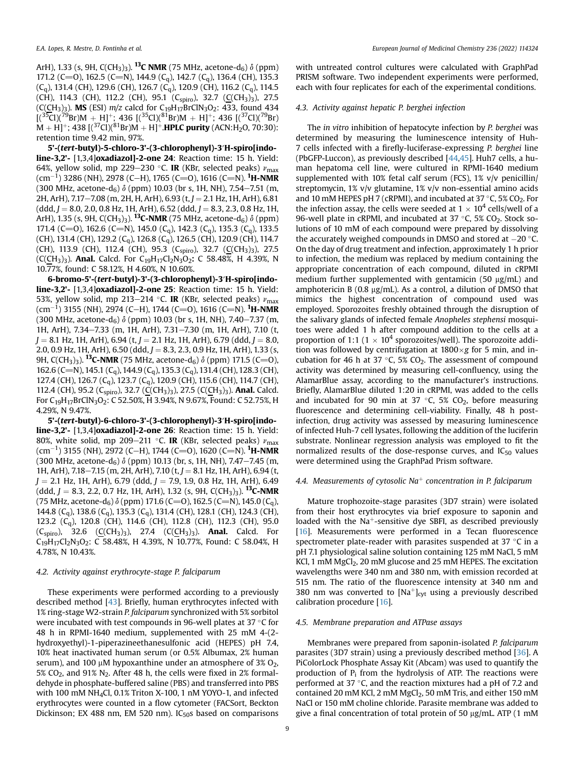ArH), 1.33 (s, 9H, C(CH$_3$)$_3$). **$^{13}$C NMR** (75 MHz, acetone-d$_6$) δ (ppm) 171.2 (C=O), 162.5 (C=N), 144.9 (C$_q$), 142.7 (C$_q$), 136.4 (CH), 135.3 (C$_q$), 131.4 (CH), 129.6 (CH), 126.7 (C$_q$), 120.9 (CH), 116.2 (C$_q$), 114.5 (CH), 114.3 (CH), 112.2 (CH), 95.1 (C$_{spiro}$), 32.7 (C(CH$_3$)$_3$), 27.5 (C(CH$_3$)$_3$). **MS** (ESI) *m/z* calcd for C$_{19}$H$_{17}$BrClN$_3$O$_2$: 433, found 434 [($^{35}$Cl)($^{79}$Br)M + H]$^+$; 436 [($^{35}$Cl)($^{81}$Br)M + H]$^+$; 436 [($^{37}$Cl)($^{79}$Br)M + H]$^+$; 438 [($^{37}$Cl)($^{81}$Br)M + H]$^+$. **HPLC purity** (ACN:H$_2$O, 70:30): retention time 9.42 min, 97%.

**5'-(*tert*-butyl)-5-chloro-3'-(3-chlorophenyl)-3'H-spiro[indoline-3,2'- [1,3,4]oxadiazol]-2-one 24**: Reaction time: 15 h. Yield: 64%, yellow solid, mp 229–230 °C. **IR** (KBr, selected peaks) $\nu_{max}$ (cm$^{-1}$) 3286 (NH), 2978 (C–H), 1765 (C=O), 1616 (C=N). **$^1$H-NMR** (300 MHz, acetone-d$_6$) δ (ppm) 10.03 (br s, 1H, NH), 7.54–7.51 (m, 2H, ArH), 7.17–7.08 (m, 2H, H, ArH), 6.93 (t, *J* = 2.1 Hz, 1H, ArH), 6.81 (ddd, *J* = 8.0, 2.0, 0.8 Hz, 1H, ArH), 6.52 (ddd, *J* = 8.3, 2.3, 0.8 Hz, 1H, ArH), 1.35 (s, 9H, C(CH$_3$)$_3$). **$^{13}$C-NMR** (75 MHz, acetone-d$_6$) δ (ppm) 171.4 (C=O), 162.6 (C=N), 145.0 (C$_q$), 142.3 (C$_q$), 135.3 (C$_q$), 133.5 (CH), 131.4 (CH), 129.2 (C$_q$), 126.8 (C$_q$), 126.5 (CH), 120.9 (CH), 114.7 (CH), 113.9 (CH), 112.4 (CH), 95.3 (C$_{spiro}$), 32.7 (C(CH$_3$)$_3$), 27.5 (C(CH$_3$)$_3$). **Anal.** Calcd. For C$_{19}$H$_{17}$Cl$_2$N$_3$O$_2$**:** C 58.48%, H 4.39%, N 10.77%, found: C 58.12%, H 4.60%, N 10.60%.

**6-bromo-5'-(*tert*-butyl)-3'-(3-chlorophenyl)-3'H-spiro[indoline-3,2'- [1,3,4]oxadiazol]-2-one 25**: Reaction time: 15 h. Yield: 53%, yellow solid, mp 213–214 °C. **IR** (KBr, selected peaks) $\nu_{max}$ (cm$^{-1}$) 3155 (NH), 2974 (C–H), 1744 (C=O), 1616 (C=N). **$^1$H-NMR** (300 MHz, acetone-d$_6$) δ (ppm) 10.03 (br s, 1H, NH), 7.40–7.37 (m, 1H, ArH), 7.34–7.33 (m, 1H, ArH), 7.31–7.30 (m, 1H, ArH), 7.10 (t, *J* = 8.1 Hz, 1H, ArH), 6.94 (t, *J* = 2.1 Hz, 1H, ArH), 6.79 (ddd, *J* = 8.0, 2.0, 0.9 Hz, 1H, ArH), 6.50 (ddd, *J* = 8.3, 2.3, 0.9 Hz, 1H, ArH), 1.33 (s, 9H, C(CH$_3$)$_3$). **$^{13}$C-NMR** (75 MHz, acetone-d$_6$) δ (ppm) 171.5 (C=O), 162.6 (C=N), 145.1 (C$_q$), 144.9 (C$_q$), 135.3 (C$_q$), 131.4 (CH), 128.3 (CH), 127.4 (CH), 126.7 (C$_q$), 123.7 (C$_q$), 120.9 (CH), 115.6 (CH), 114.7 (CH), 112.4 (CH), 95.2 (C$_{spiro}$), 32.7 (C(CH$_3$)$_3$), 27.5 (C(CH$_3$)$_3$). **Anal.** Calcd. For C$_{19}$H$_{17}$BrClN$_3$O$_2$: C 52.50%, H 3.94%, N 9.67%, Found: C 52.75%, H 4.29%, N 9.47%.

**5'-(*tert*-butyl)-6-chloro-3'-(3-chlorophenyl)-3'H-spiro[indoline-3,2'- [1,3,4]oxadiazol]-2-one 26**: Reaction time: 15 h. Yield: 80%, white solid, mp 209–211 °C. **IR** (KBr, selected peaks) $\nu_{max}$ (cm$^{-1}$) 3155 (NH), 2972 (C–H), 1744 (C=O), 1620 (C=N). **$^1$H-NMR** (300 MHz, acetone-d$_6$) δ (ppm) 10.13 (br, s, 1H, NH), 7.47–7.45 (m, 1H, ArH), 7.18–7.15 (m, 2H, ArH), 7.10 (t, *J* = 8.1 Hz, 1H, ArH), 6.94 (t, *J* = 2.1 Hz, 1H, ArH), 6.79 (ddd, *J* = 7.9, 1.9, 0.8 Hz, 1H, ArH), 6.49 (ddd, *J* = 8.3, 2.2, 0.7 Hz, 1H, ArH), 1.32 (s, 9H, C(CH$_3$)$_3$). **$^{13}$C-NMR** (75 MHz, acetone-d$_6$) δ (ppm) 171.6 (C=O), 162.5 (C=N), 145.0 (C$_q$), 144.8 (C$_q$), 138.6 (C$_q$), 135.3 (C$_q$), 131.4 (CH), 128.1 (CH), 124.3 (CH), 123.2 (C$_q$), 120.8 (CH), 114.6 (CH), 112.8 (CH), 112.3 (CH), 95.0 (C$_{spiro}$), 32.6 (C(CH$_3$)$_3$), 27.4 (C(CH$_3$)$_3$). **Anal.** Calcd. For C$_{19}$H$_{17}$Cl$_2$N$_3$O$_2$: C 58.48%, H 4.39%, N 10.77%, Found: C 58.04%, H 4.78%, N 10.43%.

### 4.2. Activity against erythrocyte-stage P. falciparum

These experiments were performed according to a previously described method [43]. Briefly, human erythrocytes infected with 1% ring-stage W2-strain *P. falciparum* synchronized with 5% sorbitol were incubated with test compounds in 96-well plates at 37 °C for 48 h in RPMI-1640 medium, supplemented with 25 mM 4-(2-hydroxyethyl)-1-piperazineethanesulfonic acid (HEPES) pH 7.4, 10% heat inactivated human serum (or 0.5% Albumax, 2% human serum), and 100 μM hypoxanthine under an atmosphere of 3% $O_2$, 5% $CO_2$, and 91% $N_2$. After 48 h, the cells were fixed in 2% formaldehyde in phosphate-buffered saline (PBS) and transferred into PBS with 100 mM $NH_4Cl$, 0.1% Triton X-100, 1 nM YOYO-1, and infected erythrocytes were counted in a flow cytometer (FACSort, Beckton Dickinson; EX 488 nm, EM 520 nm). IC$_{50}$s based on comparisons with untreated control cultures were calculated with GraphPad PRISM software. Two independent experiments were performed, each with four replicates for each of the experimental conditions.

### 4.3. Activity against hepatic P. berghei infection

The *in vitro* inhibition of hepatocyte infection by *P. berghei* was determined by measuring the luminescence intensity of Huh-7 cells infected with a firefly-luciferase-expressing *P. berghei* line (PbGFP-Luccon), as previously described [44,45]. Huh7 cells, a human hepatoma cell line, were cultured in RPMI-1640 medium supplemented with 10% fetal calf serum (FCS), 1% v/v penicillin/streptomycin, 1% v/v glutamine, 1% v/v non-essential amino acids and 10 mM HEPES pH 7 (cRPMI), and incubated at 37 °C, 5% $CO_2$. For the infection assay, the cells were seeded at $1 \times 10^4$ cells/well of a 96-well plate in cRPMI, and incubated at 37 °C, 5% $CO_2$. Stock solutions of 10 mM of each compound were prepared by dissolving the accurately weighed compounds in DMSO and stored at −20 °C. On the day of drug treatment and infection, approximately 1 h prior to infection, the medium was replaced by medium containing the appropriate concentration of each compound, diluted in cRPMI medium further supplemented with gentamicin (50 μg/mL) and amphotericin B (0.8 μg/mL). As a control, a dilution of DMSO that mimics the highest concentration of compound used was employed. Sporozoites freshly obtained through the disruption of the salivary glands of infected female *Anopheles stephensi* mosquitoes were added 1 h after compound addition to the cells at a proportion of 1:1 ($1 \times 10^4$ sporozoites/well). The sporozoite addition was followed by centrifugation at 1800×*g* for 5 min, and incubation for 46 h at 37 °C, 5% $CO_2$. The assessment of compound activity was determined by measuring cell-confluency, using the AlamarBlue assay, according to the manufacturer's instructions. Briefly, AlamarBlue diluted 1:20 in cRPMI, was added to the cells and incubated for 90 min at 37 °C, 5% $CO_2$, before measuring fluorescence and determining cell-viability. Finally, 48 h post-infection, drug activity was assessed by measuring luminescence of infected Huh-7 cell lysates, following the addition of the luciferin substrate. Nonlinear regression analysis was employed to fit the normalized results of the dose-response curves, and IC$_{50}$ values were determined using the GraphPad Prism software.

### 4.4. Measurements of cytosolic Na$^+$ concentration in P. falciparum

Mature trophozoite-stage parasites (3D7 strain) were isolated from their host erythrocytes via brief exposure to saponin and loaded with the Na$^+$-sensitive dye SBFI, as described previously [16]. Measurements were performed in a Tecan fluorescence spectrometer plate-reader with parasites suspended at 37 °C in a pH 7.1 physiological saline solution containing 125 mM NaCl, 5 mM KCl, 1 mM $MgCl_2$, 20 mM glucose and 25 mM HEPES. The excitation wavelengths were 340 nm and 380 nm, with emission recorded at 515 nm. The ratio of the fluorescence intensity at 340 nm and 380 nm was converted to $[Na^+]_{cyt}$ using a previously described calibration procedure [16].

### 4.5. Membrane preparation and ATPase assays

Membranes were prepared from saponin-isolated *P. falciparum* parasites (3D7 strain) using a previously described method [36]. A PiColorLock Phosphate Assay Kit (Abcam) was used to quantify the production of P$_i$ from the hydrolysis of ATP. The reactions were performed at 37 °C, and the reaction mixtures had a pH of 7.2 and contained 20 mM KCl, 2 mM $MgCl_2$, 50 mM Tris, and either 150 mM NaCl or 150 mM choline chloride. Parasite membrane was added to give a final concentration of total protein of 50 μg/mL. ATP (1 mM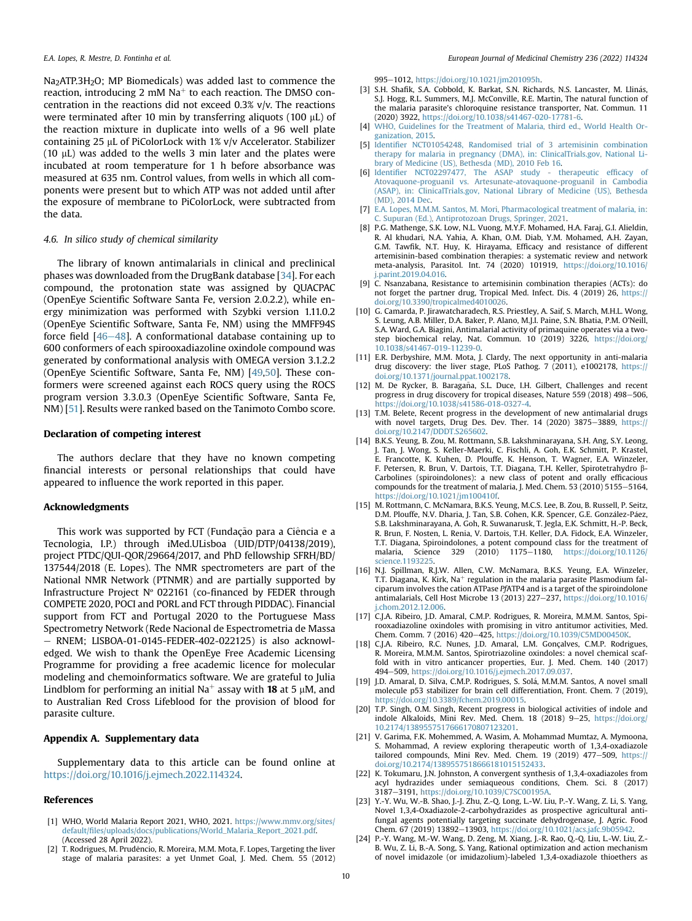$Na_2ATP.3H_2O$; MP Biomedicals) was added last to commence the reaction, introducing 2 mM $Na^+$ to each reaction. The DMSO concentration in the reactions did not exceed 0.3% v/v. The reactions were terminated after 10 min by transferring aliquots (100 μL) of the reaction mixture in duplicate into wells of a 96 well plate containing 25 μL of PiColorLock with 1% v/v Accelerator. Stabilizer (10 μL) was added to the wells 3 min later and the plates were incubated at room temperature for 1 h before absorbance was measured at 635 nm. Control values, from wells in which all components were present but to which ATP was not added until after the exposure of membrane to PiColorLock, were subtracted from the data.

### 4.6. In silico study of chemical similarity

The library of known antimalarials in clinical and preclinical phases was downloaded from the DrugBank database [34]. For each compound, the protonation state was assigned by QUACPAC (OpenEye Scientific Software Santa Fe, version 2.0.2.2), while energy minimization was performed with Szybki version 1.11.0.2 (OpenEye Scientific Software, Santa Fe, NM) using the MMFF94S force field [46–48]. A conformational database containing up to 600 conformers of each spirooxadiazoline oxindole compound was generated by conformational analysis with OMEGA version 3.1.2.2 (OpenEye Scientific Software, Santa Fe, NM) [49,50]. These conformers were screened against each ROCS query using the ROCS program version 3.3.0.3 (OpenEye Scientific Software, Santa Fe, NM) [51]. Results were ranked based on the Tanimoto Combo score.

## Declaration of competing interest

The authors declare that they have no known competing financial interests or personal relationships that could have appeared to influence the work reported in this paper.

## Acknowledgments

This work was supported by FCT (Fundação para a Ciência e a Tecnologia, I.P.) through iMed.ULisboa (UID/DTP/04138/2019), project PTDC/QUI-QOR/29664/2017, and PhD fellowship SFRH/BD/137544/2018 (E. Lopes). The NMR spectrometers are part of the National NMR Network (PTNMR) and are partially supported by Infrastructure Project Nº 022161 (co-financed by FEDER through COMPETE 2020, POCI and PORL and FCT through PIDDAC). Financial support from FCT and Portugal 2020 to the Portuguese Mass Spectrometry Network (Rede Nacional de Espectrometria de Massa – RNEM; LISBOA-01-0145-FEDER-402-022125) is also acknowledged. We wish to thank the OpenEye Free Academic Licensing Programme for providing a free academic licence for molecular modeling and chemoinformatics software. We are grateful to Julia Lindblom for performing an initial $Na^+$ assay with **18** at 5 μM, and to Australian Red Cross Lifeblood for the provision of blood for parasite culture.

## Appendix A. Supplementary data

Supplementary data to this article can be found online at https://doi.org/10.1016/j.ejmech.2022.114324.

## References

[1] WHO, World Malaria Report 2021, WHO, 2021. https://www.mmv.org/sites/default/files/uploads/docs/publications/World_Malaria_Report_2021.pdf. (Accessed 28 April 2022).

[2] T. Rodrigues, M. Prudêncio, R. Moreira, M.M. Mota, F. Lopes, Targeting the liver stage of malaria parasites: a yet Unmet Goal, J. Med. Chem. 55 (2012) 995–1012, https://doi.org/10.1021/jm201095h.

[3] S.H. Shafik, S.A. Cobbold, K. Barkat, S.N. Richards, N.S. Lancaster, M. Llinás, S.J. Hogg, R.L. Summers, M.J. McConville, R.E. Martin, The natural function of the malaria parasite's chloroquine resistance transporter, Nat. Commun. 11 (2020) 3922, https://doi.org/10.1038/s41467-020-17781-6.

[4] WHO, Guidelines for the Treatment of Malaria, third ed., World Health Organization, 2015.

[5] Identifier NCT01054248, Randomised trial of 3 artemisinin combination therapy for malaria in pregnancy (DMA), in: ClinicalTrials.gov, National Library of Medicine (US), Bethesda (MD), 2010 Feb 16.

[6] Identifier NCT02297477, The ASAP study - therapeutic efficacy of Atovaquone-proguanil vs. Artesunate-atovaquone-proguanil in Cambodia (ASAP), in: ClinicalTrials.gov, National Library of Medicine (US), Bethesda (MD), 2014 Dec.

[7] E.A. Lopes, M.M.M. Santos, M. Mori, Pharmacological treatment of malaria, in: C. Supuran (Ed.), Antiprotozoan Drugs, Springer, 2021.

[8] P.G. Mathenge, S.K. Low, N.L. Vuong, M.Y.F. Mohamed, H.A. Faraj, G.I. Alieldin, R. Al khudari, N.A. Yahia, A. Khan, O.M. Diab, Y.M. Mohamed, A.H. Zayan, G.M. Tawfik, N.T. Huy, K. Hirayama, Efficacy and resistance of different artemisinin-based combination therapies: a systematic review and network meta-analysis, Parasitol. Int. 74 (2020) 101919, https://doi.org/10.1016/j.parint.2019.04.016.

[9] C. Nsanzabana, Resistance to artemisinin combination therapies (ACTs): do not forget the partner drug, Tropical Med. Infect. Dis. 4 (2019) 26, https://doi.org/10.3390/tropicalmed4010026.

[10] G. Camarda, P. Jirawatcharadech, R.S. Priestley, A. Saif, S. March, M.H.L. Wong, S. Leung, A.B. Miller, D.A. Baker, P. Alano, M.J.I. Paine, S.N. Bhatia, P.M. O'Neill, S.A. Ward, G.A. Biagini, Antimalarial activity of primaquine operates via a two-step biochemical relay, Nat. Commun. 10 (2019) 3226, https://doi.org/10.1038/s41467-019-11239-0.

[11] E.R. Derbyshire, M.M. Mota, J. Clardy, The next opportunity in anti-malaria drug discovery: the liver stage, PLoS Pathog. 7 (2011), e1002178, https://doi.org/10.1371/journal.ppat.1002178.

[12] M. De Rycker, B. Baragaña, S.L. Duce, I.H. Gilbert, Challenges and recent progress in drug discovery for tropical diseases, Nature 559 (2018) 498–506, https://doi.org/10.1038/s41586-018-0327-4.

[13] T.M. Belete, Recent progress in the development of new antimalarial drugs with novel targets, Drug Des. Dev. Ther. 14 (2020) 3875–3889, https://doi.org/10.2147/DDDT.S265602.

[14] B.K.S. Yeung, B. Zou, M. Rottmann, S.B. Lakshminarayana, S.H. Ang, S.Y. Leong, J. Tan, J. Wong, S. Keller-Maerki, C. Fischli, A. Goh, E.K. Schmitt, P. Krastel, E. Francotte, K. Kuhen, D. Plouffe, K. Henson, T. Wagner, E.A. Winzeler, F. Petersen, R. Brun, V. Dartois, T.T. Diagana, T.H. Keller, Spirotetrahydro β-Carbolines (spiroindolones): a new class of potent and orally efficacious compounds for the treatment of malaria, J. Med. Chem. 53 (2010) 5155–5164, https://doi.org/10.1021/jm100410f.

[15] M. Rottmann, C. McNamara, B.K.S. Yeung, M.C.S. Lee, B. Zou, B. Russell, P. Seitz, D.M. Plouffe, N.V. Dharia, J. Tan, S.B. Cohen, K.R. Spencer, G.E. González-Páez, S.B. Lakshminarayana, A. Goh, R. Suwanarusk, T. Jegla, E.K. Schmitt, H.-P. Beck, R. Brun, F. Nosten, L. Renia, V. Dartois, T.H. Keller, D.A. Fidock, E.A. Winzeler, T.T. Diagana, Spiroindolones, a potent compound class for the treatment of malaria, Science 329 (2010) 1175–1180, https://doi.org/10.1126/science.1193225.

[16] N.J. Spillman, R.J.W. Allen, C.W. McNamara, B.K.S. Yeung, E.A. Winzeler, T.T. Diagana, K. Kirk, $Na^+$ regulation in the malaria parasite Plasmodium falciparum involves the cation ATPase *Pf*ATP4 and is a target of the spiroindolone antimalarials, Cell Host Microbe 13 (2013) 227–237, https://doi.org/10.1016/j.chom.2012.12.006.

[17] C.J.A. Ribeiro, J.D. Amaral, C.M.P. Rodrigues, R. Moreira, M.M.M. Santos, Spirooxadiazoline oxindoles with promising in vitro antitumor activities, Med. Chem. Comm. 7 (2016) 420–425, https://doi.org/10.1039/C5MD00450K.

[18] C.J.A. Ribeiro, R.C. Nunes, J.D. Amaral, L.M. Gonçalves, C.M.P. Rodrigues, R. Moreira, M.M.M. Santos, Spirotriazoline oxindoles: a novel chemical scaffold with in vitro anticancer properties, Eur. J. Med. Chem. 140 (2017) 494–509, https://doi.org/10.1016/j.ejmech.2017.09.037.

[19] J.D. Amaral, D. Silva, C.M.P. Rodrigues, S. Solá, M.M.M. Santos, A novel small molecule p53 stabilizer for brain cell differentiation, Front. Chem. 7 (2019), https://doi.org/10.3389/fchem.2019.00015.

[20] T.P. Singh, O.M. Singh, Recent progress in biological activities of indole and indole Alkaloids, Mini Rev. Med. Chem. 18 (2018) 9–25, https://doi.org/10.2174/1389557517666170807123201.

[21] V. Garima, F.K. Mohemmed, A. Wasim, A. Mohammad Mumtaz, A. Mymoona, S. Mohammad, A review exploring therapeutic worth of 1,3,4-oxadiazole tailored compounds, Mini Rev. Med. Chem. 19 (2019) 477–509, https://doi.org/10.2174/1389557518666181015152433.

[22] K. Tokumaru, J.N. Johnston, A convergent synthesis of 1,3,4-oxadiazoles from acyl hydrazides under semiaqueous conditions, Chem. Sci. 8 (2017) 3187–3191, https://doi.org/10.1039/C7SC00195A.

[23] Y.-Y. Wu, W.-B. Shao, J.-J. Zhu, Z.-Q. Long, L.-W. Liu, P.-Y. Wang, Z. Li, S. Yang, Novel 1,3,4-Oxadiazole-2-carbohydrazides as prospective agricultural antifungal agents potentially targeting succinate dehydrogenase, J. Agric. Food Chem. 67 (2019) 13892–13903, https://doi.org/10.1021/acs.jafc.9b05942.

[24] P.-Y. Wang, M.-W. Wang, D. Zeng, M. Xiang, J.-R. Rao, Q.-Q. Liu, L.-W. Liu, Z.-B. Wu, Z. Li, B.-A. Song, S. Yang, Rational optimization and action mechanism of novel imidazole (or imidazolium)-labeled 1,3,4-oxadiazole thioethers as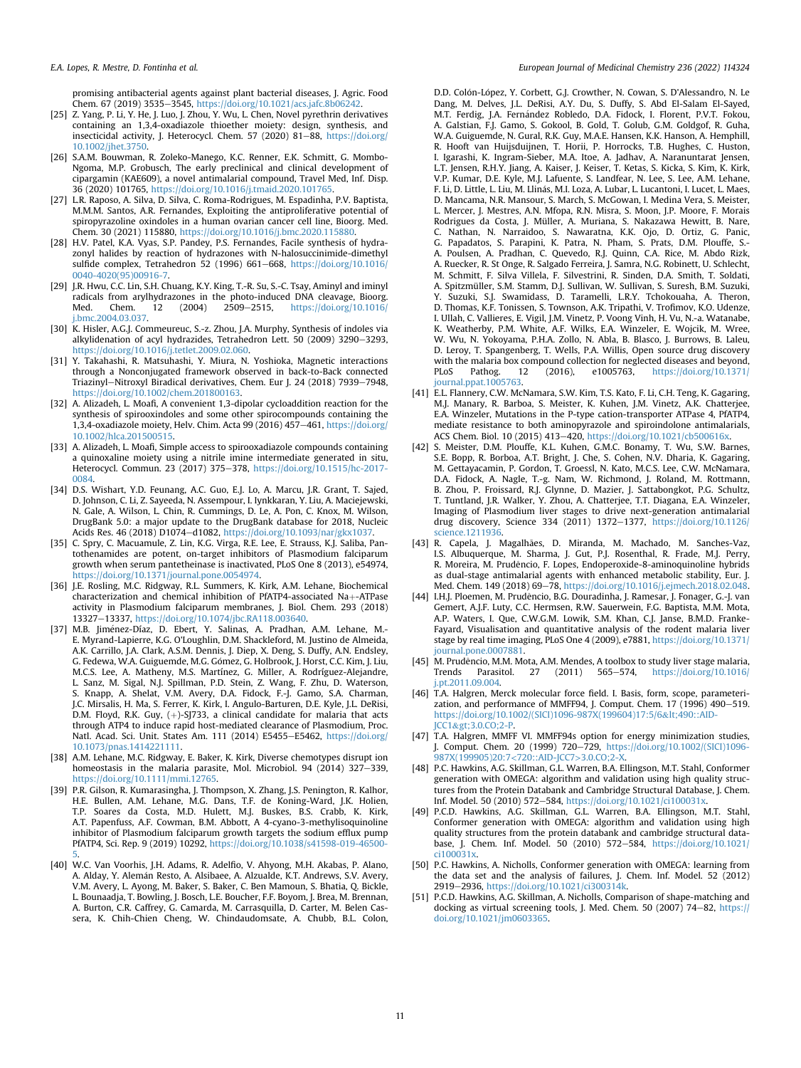promising antibacterial agents against plant bacterial diseases, J. Agric. Food Chem. 67 (2019) 3535–3545, https://doi.org/10.1021/acs.jafc.8b06242.

[25] Z. Yang, P. Li, Y. He, J. Luo, J. Zhou, Y. Wu, L. Chen, Novel pyrethrin derivatives containing an 1,3,4-oxadiazole thioether moiety: design, synthesis, and insecticidal activity, J. Heterocycl. Chem. 57 (2020) 81–88, https://doi.org/10.1002/jhet.3750.

[26] S.A.M. Bouwman, R. Zoleko-Manego, K.C. Renner, E.K. Schmitt, G. Mombo-Ngoma, M.P. Grobusch, The early preclinical and clinical development of cipargamin (KAE609), a novel antimalarial compound, Travel Med, Inf. Disp. 36 (2020) 101765, https://doi.org/10.1016/j.tmaid.2020.101765.

[27] L.R. Raposo, A. Silva, D. Silva, C. Roma-Rodrigues, M. Espadinha, P.V. Baptista, M.M.M. Santos, A.R. Fernandes, Exploiting the antiproliferative potential of spiropyrazoline oxindoles in a human ovarian cancer cell line, Bioorg. Med. Chem. 30 (2021) 115880, https://doi.org/10.1016/j.bmc.2020.115880.

[28] H.V. Patel, K.A. Vyas, S.P. Pandey, P.S. Fernandes, Facile synthesis of hydrazonyl halides by reaction of hydrazones with N-halosuccinimide-dimethyl sulfide complex, Tetrahedron 52 (1996) 661–668, https://doi.org/10.1016/0040-4020(95)00916-7.

[29] J.R. Hwu, C.C. Lin, S.H. Chuang, K.Y. King, T.-R. Su, S.-C. Tsay, Aminyl and iminyl radicals from arylhydrazones in the photo-induced DNA cleavage, Bioorg. Med. Chem. 12 (2004) 2509–2515, https://doi.org/10.1016/j.bmc.2004.03.037.

[30] K. Hisler, A.G.J. Commeureuc, S.-z. Zhou, J.A. Murphy, Synthesis of indoles via alkylidenation of acyl hydrazides, Tetrahedron Lett. 50 (2009) 3290–3293, https://doi.org/10.1016/j.tetlet.2009.02.060.

[31] Y. Takahashi, R. Matsuhashi, Y. Miura, N. Yoshioka, Magnetic interactions through a Nonconjugated framework observed in back-to-Back connected Triazinyl–Nitroxyl Biradical derivatives, Chem. Eur J. 24 (2018) 7939–7948, https://doi.org/10.1002/chem.201800163.

[32] A. Alizadeh, L. Moafi, A convenient 1,3-dipolar cycloaddition reaction for the synthesis of spirooxindoles and some other spirocompounds containing the 1,3,4-oxadiazole moiety, Helv. Chim. Acta 99 (2016) 457–461, https://doi.org/10.1002/hlca.201500515.

[33] A. Alizadeh, L. Moafi, Simple access to spirooxadiazole compounds containing a quinoxaline moiety using a nitrile imine intermediate generated in situ, Heterocycl. Commun. 23 (2017) 375–378, https://doi.org/10.1515/hc-2017-0084.

[34] D.S. Wishart, Y.D. Feunang, A.C. Guo, E.J. Lo, A. Marcu, J.R. Grant, T. Sajed, D. Johnson, C. Li, Z. Sayeeda, N. Assempour, I. Iynkkaran, Y. Liu, A. Maciejewski, N. Gale, A. Wilson, L. Chin, R. Cummings, D. Le, A. Pon, C. Knox, M. Wilson, DrugBank 5.0: a major update to the DrugBank database for 2018, Nucleic Acids Res. 46 (2018) D1074–d1082, https://doi.org/10.1093/nar/gkx1037.

[35] C. Spry, C. Macuamule, Z. Lin, K.G. Virga, R.E. Lee, E. Strauss, K.J. Saliba, Pantothenamides are potent, on-target inhibitors of Plasmodium falciparum growth when serum pantetheinase is inactivated, PLoS One 8 (2013), e54974, https://doi.org/10.1371/journal.pone.0054974.

[36] J.E. Rosling, M.C. Ridgway, R.L. Summers, K. Kirk, A.M. Lehane, Biochemical characterization and chemical inhibition of PfATP4-associated Na+-ATPase activity in Plasmodium falciparum membranes, J. Biol. Chem. 293 (2018) 13327–13337, https://doi.org/10.1074/jbc.RA118.003640.

[37] M.B. Jiménez-Díaz, D. Ebert, Y. Salinas, A. Pradhan, A.M. Lehane, M.-E. Myrand-Lapierre, K.G. O'Loughlin, D.M. Shackleford, M. Justino de Almeida, A.K. Carrillo, J.A. Clark, A.S.M. Dennis, J. Diep, X. Deng, S. Duffy, A.N. Endsley, G. Fedewa, W.A. Guiguemde, M.G. Gómez, G. Holbrook, J. Horst, C.C. Kim, J. Liu, M.C.S. Lee, A. Matheny, M.S. Martínez, G. Miller, A. Rodríguez-Alejandre, L. Sanz, M. Sigal, N.J. Spillman, P.D. Stein, Z. Wang, F. Zhu, D. Waterson, S. Knapp, A. Shelat, V.M. Avery, D.A. Fidock, F.-J. Gamo, S.A. Charman, J.C. Mirsalis, H. Ma, S. Ferrer, K. Kirk, I. Angulo-Barturen, D.E. Kyle, J.L. DeRisi, D.M. Floyd, R.K. Guy, (+)-SJ733, a clinical candidate for malaria that acts through ATP4 to induce rapid host-mediated clearance of Plasmodium, Proc. Natl. Acad. Sci. Unit. States Am. 111 (2014) E5455–E5462, https://doi.org/10.1073/pnas.1414221111.

[38] A.M. Lehane, M.C. Ridgway, E. Baker, K. Kirk, Diverse chemotypes disrupt ion homeostasis in the malaria parasite, Mol. Microbiol. 94 (2014) 327–339, https://doi.org/10.1111/mmi.12765.

[39] P.R. Gilson, R. Kumarasingha, J. Thompson, X. Zhang, J.S. Penington, R. Kalhor, H.E. Bullen, A.M. Lehane, M.G. Dans, T.F. de Koning-Ward, J.K. Holien, T.P. Soares da Costa, M.D. Hulett, M.J. Buskes, B.S. Crabb, K. Kirk, A.T. Papenfuss, A.F. Cowman, B.M. Abbott, A 4-cyano-3-methylisoquinoline inhibitor of Plasmodium falciparum growth targets the sodium efflux pump PfATP4, Sci. Rep. 9 (2019) 10292, https://doi.org/10.1038/s41598-019-46500-5.

[40] W.C. Van Voorhis, J.H. Adams, R. Adelfio, V. Ahyong, M.H. Akabas, P. Alano, A. Alday, Y. Alemán Resto, A. Alsibaee, A. Alzualde, K.T. Andrews, S.V. Avery, V.M. Avery, L. Ayong, M. Baker, S. Baker, C. Ben Mamoun, S. Bhatia, Q. Bickle, L. Bounaadja, T. Bowling, J. Bosch, L.E. Boucher, F.F. Boyom, J. Brea, M. Brennan, A. Burton, C.R. Caffrey, G. Camarda, M. Carrasquilla, D. Carter, M. Belen Cassera, K. Chih-Chien Cheng, W. Chindaudomsate, A. Chubb, B.L. Colon, D.D. Colón-López, Y. Corbett, G.J. Crowther, N. Cowan, S. D'Alessandro, N. Le Dang, M. Delves, J.L. DeRisi, A.Y. Du, S. Duffy, S. Abd El-Salam El-Sayed, M.T. Ferdig, J.A. Fernández Robledo, D.A. Fidock, I. Florent, P.V.T. Fokou, A. Galstian, F.J. Gamo, S. Gokool, B. Gold, T. Golub, G.M. Goldgof, R. Guha, W.A. Guiguemde, N. Gural, R.K. Guy, M.A.E. Hansen, K.K. Hanson, A. Hemphill, R. Hooft van Huijsduijnen, T. Horii, P. Horrocks, T.B. Hughes, C. Huston, I. Igarashi, K. Ingram-Sieber, M.A. Itoe, A. Jadhav, A. Naranuntarat Jensen, L.T. Jensen, R.H.Y. Jiang, A. Kaiser, J. Keiser, T. Ketas, S. Kicka, S. Kim, K. Kirk, V.P. Kumar, D.E. Kyle, M.J. Lafuente, S. Landfear, N. Lee, S. Lee, A.M. Lehane, F. Li, D. Little, L. Liu, M. Llinás, M.I. Loza, A. Lubar, L. Lucantoni, I. Lucet, L. Maes, D. Mancama, N.R. Mansour, S. March, S. McGowan, I. Medina Vera, S. Meister, L. Mercer, J. Mestres, A.N. Mfopa, R.N. Misra, S. Moon, J.P. Moore, F. Morais Rodrigues da Costa, J. Müller, A. Muriana, S. Nakazawa Hewitt, B. Nare, C. Nathan, N. Narraidoo, S. Nawaratna, K.K. Ojo, D. Ortiz, G. Panic, G. Papadatos, S. Parapini, K. Patra, N. Pham, S. Prats, D.M. Plouffe, S.-A. Poulsen, A. Pradhan, C. Quevedo, R.J. Quinn, C.A. Rice, M. Abdo Rizk, A. Ruecker, R. St Onge, R. Salgado Ferreira, J. Samra, N.G. Robinett, U. Schlecht, M. Schmitt, F. Silva Villela, F. Silvestrini, R. Sinden, D.A. Smith, T. Soldati, A. Spitzmüller, S.M. Stamm, D.J. Sullivan, W. Sullivan, S. Suresh, B.M. Suzuki, Y. Suzuki, S.J. Swamidass, D. Taramelli, L.R.Y. Tchokouaha, A. Theron, D. Thomas, K.F. Tonissen, S. Townson, A.K. Tripathi, V. Trofimov, K.O. Udenze, I. Ullah, C. Vallieres, E. Vigil, J.M. Vinetz, P. Voong Vinh, H. Vu, N.-a. Watanabe, K. Weatherby, P.M. White, A.F. Wilks, E.A. Winzeler, E. Wojcik, M. Wree, W. Wu, N. Yokoyama, P.H.A. Zollo, N. Abla, B. Blasco, J. Burrows, B. Laleu, D. Leroy, T. Spangenberg, T. Wells, P.A. Willis, Open source drug discovery with the malaria box compound collection for neglected diseases and beyond, PLoS Pathog. 12 (2016), e1005763, https://doi.org/10.1371/journal.ppat.1005763.

[41] E.L. Flannery, C.W. McNamara, S.W. Kim, T.S. Kato, F. Li, C.H. Teng, K. Gagaring, M.J. Manary, R. Barboa, S. Meister, K. Kuhen, J.M. Vinetz, A.K. Chatterjee, E.A. Winzeler, Mutations in the P-type cation-transporter ATPase 4, PfATP4, mediate resistance to both aminopyrazole and spiroindolone antimalarials, ACS Chem. Biol. 10 (2015) 413–420, https://doi.org/10.1021/cb500616x.

[42] S. Meister, D.M. Plouffe, K.L. Kuhen, G.M.C. Bonamy, T. Wu, S.W. Barnes, S.E. Bopp, R. Borboa, A.T. Bright, J. Che, S. Cohen, N.V. Dharia, K. Gagaring, M. Gettayacamin, P. Gordon, T. Groessl, N. Kato, M.C.S. Lee, C.W. McNamara, D.A. Fidock, A. Nagle, T.-g. Nam, W. Richmond, J. Roland, M. Rottmann, B. Zhou, P. Froissard, R.J. Glynne, D. Mazier, J. Sattabongkot, P.G. Schultz, T. Tuntland, J.R. Walker, Y. Zhou, A. Chatterjee, T.T. Diagana, E.A. Winzeler, Imaging of Plasmodium liver stages to drive next-generation antimalarial drug discovery, Science 334 (2011) 1372–1377, https://doi.org/10.1126/science.1211936.

[43] R. Capela, J. Magalhães, D. Miranda, M. Machado, M. Sanches-Vaz, I.S. Albuquerque, M. Sharma, J. Gut, P.J. Rosenthal, R. Frade, M.J. Perry, R. Moreira, M. Prudêncio, F. Lopes, Endoperoxide-8-aminoquinoline hybrids as dual-stage antimalarial agents with enhanced metabolic stability, Eur. J. Med. Chem. 149 (2018) 69–78, https://doi.org/10.1016/j.ejmech.2018.02.048.

[44] I.H.J. Ploemen, M. Prudêncio, B.G. Douradinha, J. Ramesar, J. Fonager, G.-J. van Gemert, A.J.F. Luty, C.C. Hermsen, R.W. Sauerwein, F.G. Baptista, M.M. Mota, A.P. Waters, I. Que, C.W.G.M. Lowik, S.M. Khan, C.J. Janse, B.M.D. Franke-Fayard, Visualisation and quantitative analysis of the rodent malaria liver stage by real time imaging, PLoS One 4 (2009), e7881, https://doi.org/10.1371/journal.pone.0007881.

[45] M. Prudêncio, M.M. Mota, A.M. Mendes, A toolbox to study liver stage malaria, Trends Parasitol. 27 (2011) 565–574, https://doi.org/10.1016/j.pt.2011.09.004.

[46] T.A. Halgren, Merck molecular force field. I. Basis, form, scope, parameterization, and performance of MMFF94, J. Comput. Chem. 17 (1996) 490–519. https://doi.org/10.1002/(SICI)1096-987X(199604)17:5/6&lt;490::AID-JCC1&gt;3.0.CO;2-P.

[47] T.A. Halgren, MMFF VI. MMFF94s option for energy minimization studies, J. Comput. Chem. 20 (1999) 720–729, https://doi.org/10.1002/(SICI)1096-987X(199905)20:7<720::AID-JCC7>3.0.CO;2-X.

[48] P.C. Hawkins, A.G. Skillman, G.L. Warren, B.A. Ellingson, M.T. Stahl, Conformer generation with OMEGA: algorithm and validation using high quality structures from the Protein Databank and Cambridge Structural Database, J. Chem. Inf. Model. 50 (2010) 572–584, https://doi.org/10.1021/ci100031x.

[49] P.C.D. Hawkins, A.G. Skillman, G.L. Warren, B.A. Ellingson, M.T. Stahl, Conformer generation with OMEGA: algorithm and validation using high quality structures from the protein databank and cambridge structural database, J. Chem. Inf. Model. 50 (2010) 572–584, https://doi.org/10.1021/ci100031x.

[50] P.C. Hawkins, A. Nicholls, Conformer generation with OMEGA: learning from the data set and the analysis of failures, J. Chem. Inf. Model. 52 (2012) 2919–2936, https://doi.org/10.1021/ci300314k.

[51] P.C.D. Hawkins, A.G. Skillman, A. Nicholls, Comparison of shape-matching and docking as virtual screening tools, J. Med. Chem. 50 (2007) 74–82, https://doi.org/10.1021/jm0603365.